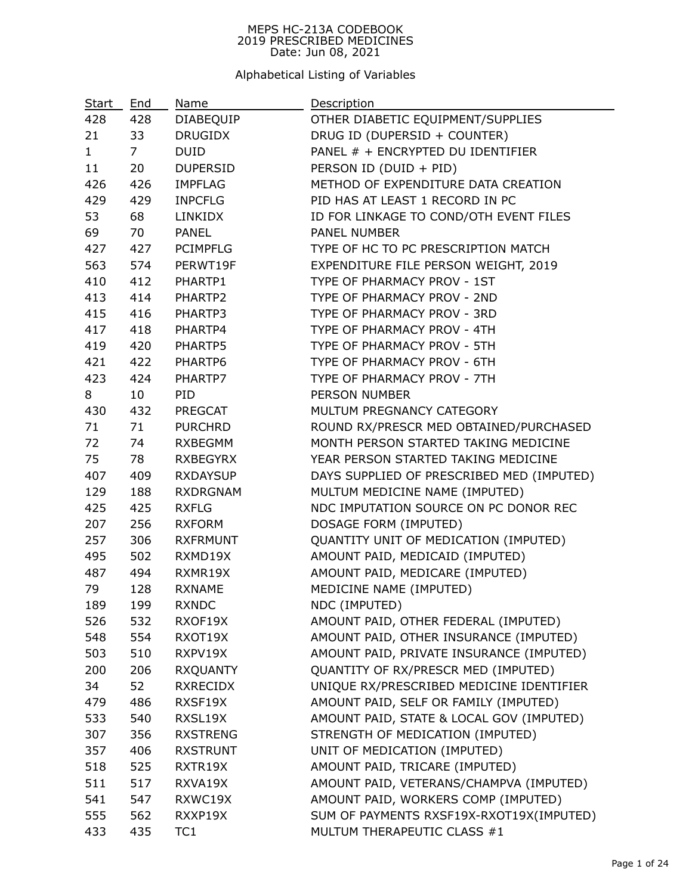# MEPS HC-213A CODEBOOK
## 2019 PRESCRIBED MEDICINES
Date: Jun 08, 2021

### Alphabetical Listing of Variables

| Start | End | Name | Description |
|---|---|---|---|
| 428 | 428 | DIABEQUIP | OTHER DIABETIC EQUIPMENT/SUPPLIES |
| 21 | 33 | DRUGIDX | DRUG ID (DUPERSID + COUNTER) |
| 1 | 7 | DUID | PANEL # + ENCRYPTED DU IDENTIFIER |
| 11 | 20 | DUPERSID | PERSON ID (DUID + PID) |
| 426 | 426 | IMPFLAG | METHOD OF EXPENDITURE DATA CREATION |
| 429 | 429 | INPCFLG | PID HAS AT LEAST 1 RECORD IN PC |
| 53 | 68 | LINKIDX | ID FOR LINKAGE TO COND/OTH EVENT FILES |
| 69 | 70 | PANEL | PANEL NUMBER |
| 427 | 427 | PCIMPFLG | TYPE OF HC TO PC PRESCRIPTION MATCH |
| 563 | 574 | PERWT19F | EXPENDITURE FILE PERSON WEIGHT, 2019 |
| 410 | 412 | PHARTP1 | TYPE OF PHARMACY PROV - 1ST |
| 413 | 414 | PHARTP2 | TYPE OF PHARMACY PROV - 2ND |
| 415 | 416 | PHARTP3 | TYPE OF PHARMACY PROV - 3RD |
| 417 | 418 | PHARTP4 | TYPE OF PHARMACY PROV - 4TH |
| 419 | 420 | PHARTP5 | TYPE OF PHARMACY PROV - 5TH |
| 421 | 422 | PHARTP6 | TYPE OF PHARMACY PROV - 6TH |
| 423 | 424 | PHARTP7 | TYPE OF PHARMACY PROV - 7TH |
| 8 | 10 | PID | PERSON NUMBER |
| 430 | 432 | PREGCAT | MULTUM PREGNANCY CATEGORY |
| 71 | 71 | PURCHRD | ROUND RX/PRESCR MED OBTAINED/PURCHASED |
| 72 | 74 | RXBEGMM | MONTH PERSON STARTED TAKING MEDICINE |
| 75 | 78 | RXBEGYRX | YEAR PERSON STARTED TAKING MEDICINE |
| 407 | 409 | RXDAYSUP | DAYS SUPPLIED OF PRESCRIBED MED (IMPUTED) |
| 129 | 188 | RXDRGNAM | MULTUM MEDICINE NAME (IMPUTED) |
| 425 | 425 | RXFLG | NDC IMPUTATION SOURCE ON PC DONOR REC |
| 207 | 256 | RXFORM | DOSAGE FORM (IMPUTED) |
| 257 | 306 | RXFRMUNT | QUANTITY UNIT OF MEDICATION (IMPUTED) |
| 495 | 502 | RXMD19X | AMOUNT PAID, MEDICAID (IMPUTED) |
| 487 | 494 | RXMR19X | AMOUNT PAID, MEDICARE (IMPUTED) |
| 79 | 128 | RXNAME | MEDICINE NAME (IMPUTED) |
| 189 | 199 | RXNDC | NDC (IMPUTED) |
| 526 | 532 | RXOF19X | AMOUNT PAID, OTHER FEDERAL (IMPUTED) |
| 548 | 554 | RXOT19X | AMOUNT PAID, OTHER INSURANCE (IMPUTED) |
| 503 | 510 | RXPV19X | AMOUNT PAID, PRIVATE INSURANCE (IMPUTED) |
| 200 | 206 | RXQUANTY | QUANTITY OF RX/PRESCR MED (IMPUTED) |
| 34 | 52 | RXRECIDX | UNIQUE RX/PRESCRIBED MEDICINE IDENTIFIER |
| 479 | 486 | RXSF19X | AMOUNT PAID, SELF OR FAMILY (IMPUTED) |
| 533 | 540 | RXSL19X | AMOUNT PAID, STATE & LOCAL GOV (IMPUTED) |
| 307 | 356 | RXSTRENG | STRENGTH OF MEDICATION (IMPUTED) |
| 357 | 406 | RXSTRUNT | UNIT OF MEDICATION (IMPUTED) |
| 518 | 525 | RXTR19X | AMOUNT PAID, TRICARE (IMPUTED) |
| 511 | 517 | RXVA19X | AMOUNT PAID, VETERANS/CHAMPVA (IMPUTED) |
| 541 | 547 | RXWC19X | AMOUNT PAID, WORKERS COMP (IMPUTED) |
| 555 | 562 | RXXP19X | SUM OF PAYMENTS RXSF19X-RXOT19X(IMPUTED) |
| 433 | 435 | TC1 | MULTUM THERAPEUTIC CLASS #1 |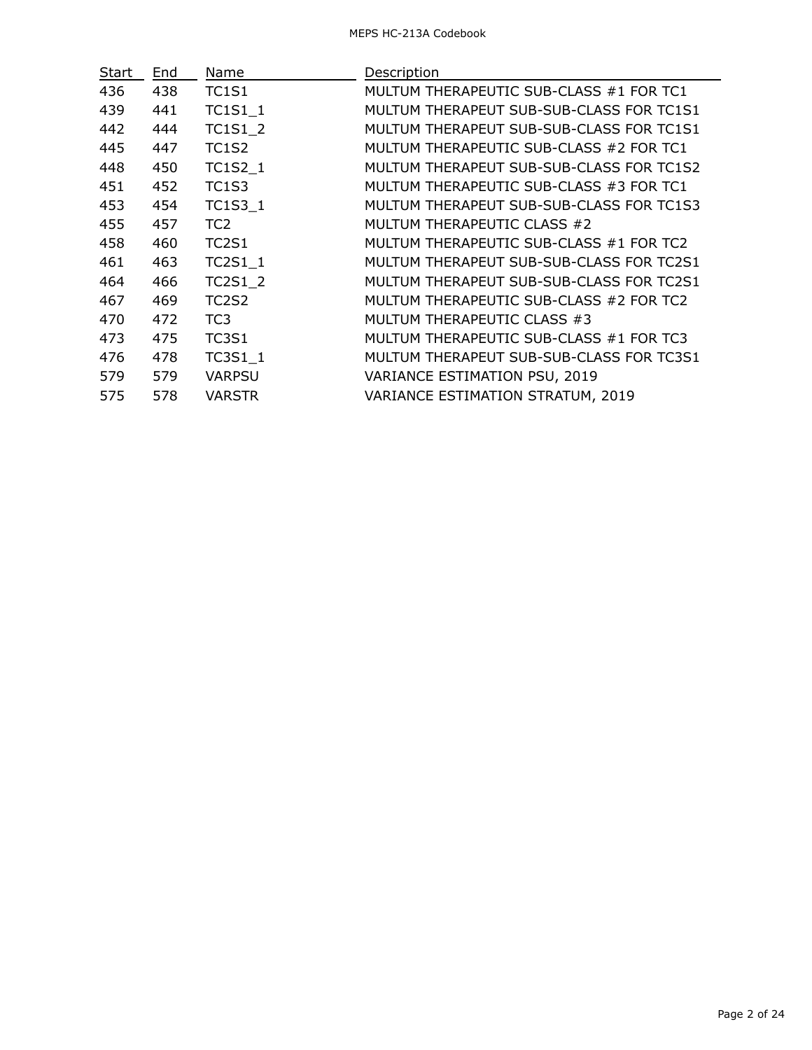| Start | End | Name | Description |
| --- | --- | --- | --- |
| 436 | 438 | TC1S1 | MULTUM THERAPEUTIC SUB-CLASS #1 FOR TC1 |
| 439 | 441 | TC1S1_1 | MULTUM THERAPEUT SUB-SUB-CLASS FOR TC1S1 |
| 442 | 444 | TC1S1_2 | MULTUM THERAPEUT SUB-SUB-CLASS FOR TC1S1 |
| 445 | 447 | TC1S2 | MULTUM THERAPEUTIC SUB-CLASS #2 FOR TC1 |
| 448 | 450 | TC1S2_1 | MULTUM THERAPEUT SUB-SUB-CLASS FOR TC1S2 |
| 451 | 452 | TC1S3 | MULTUM THERAPEUTIC SUB-CLASS #3 FOR TC1 |
| 453 | 454 | TC1S3_1 | MULTUM THERAPEUT SUB-SUB-CLASS FOR TC1S3 |
| 455 | 457 | TC2 | MULTUM THERAPEUTIC CLASS #2 |
| 458 | 460 | TC2S1 | MULTUM THERAPEUTIC SUB-CLASS #1 FOR TC2 |
| 461 | 463 | TC2S1_1 | MULTUM THERAPEUT SUB-SUB-CLASS FOR TC2S1 |
| 464 | 466 | TC2S1_2 | MULTUM THERAPEUT SUB-SUB-CLASS FOR TC2S1 |
| 467 | 469 | TC2S2 | MULTUM THERAPEUTIC SUB-CLASS #2 FOR TC2 |
| 470 | 472 | TC3 | MULTUM THERAPEUTIC CLASS #3 |
| 473 | 475 | TC3S1 | MULTUM THERAPEUTIC SUB-CLASS #1 FOR TC3 |
| 476 | 478 | TC3S1_1 | MULTUM THERAPEUT SUB-SUB-CLASS FOR TC3S1 |
| 579 | 579 | VARPSU | VARIANCE ESTIMATION PSU, 2019 |
| 575 | 578 | VARSTR | VARIANCE ESTIMATION STRATUM, 2019 |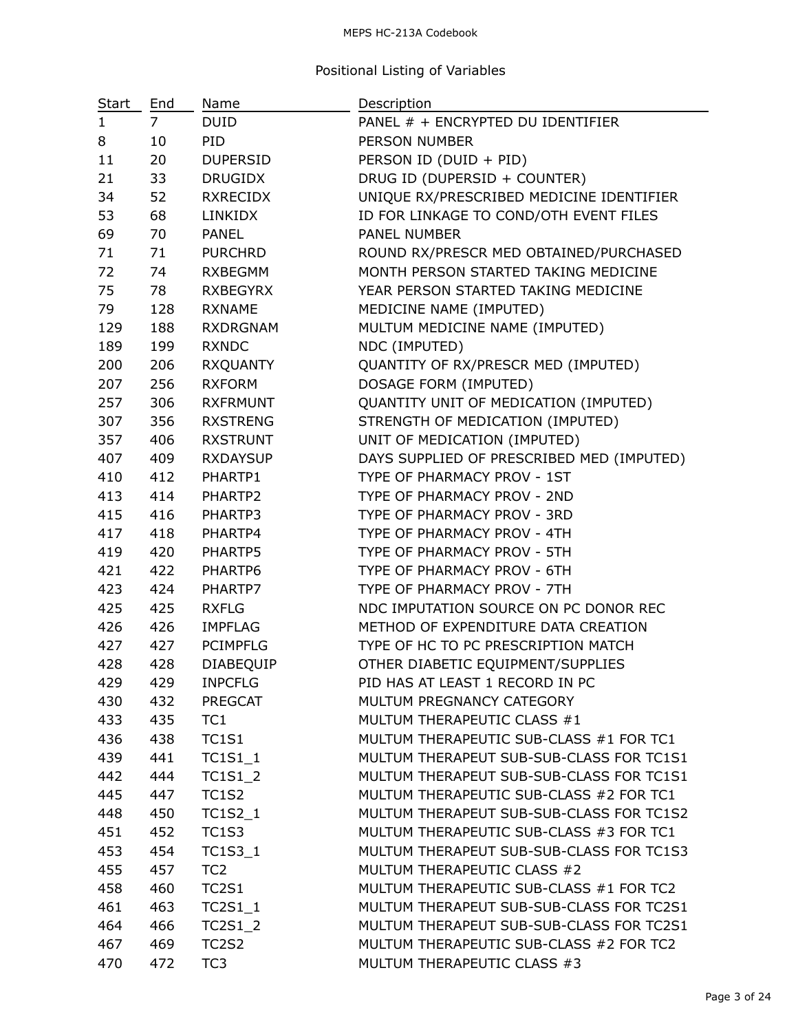Positional Listing of Variables

| Start | End | Name | Description |
|---|---|---|---|
| 1 | 7 | DUID | PANEL # + ENCRYPTED DU IDENTIFIER |
| 8 | 10 | PID | PERSON NUMBER |
| 11 | 20 | DUPERSID | PERSON ID (DUID + PID) |
| 21 | 33 | DRUGIDX | DRUG ID (DUPERSID + COUNTER) |
| 34 | 52 | RXRECIDX | UNIQUE RX/PRESCRIBED MEDICINE IDENTIFIER |
| 53 | 68 | LINKIDX | ID FOR LINKAGE TO COND/OTH EVENT FILES |
| 69 | 70 | PANEL | PANEL NUMBER |
| 71 | 71 | PURCHRD | ROUND RX/PRESCR MED OBTAINED/PURCHASED |
| 72 | 74 | RXBEGMM | MONTH PERSON STARTED TAKING MEDICINE |
| 75 | 78 | RXBEGYRX | YEAR PERSON STARTED TAKING MEDICINE |
| 79 | 128 | RXNAME | MEDICINE NAME (IMPUTED) |
| 129 | 188 | RXDRGNAM | MULTUM MEDICINE NAME (IMPUTED) |
| 189 | 199 | RXNDC | NDC (IMPUTED) |
| 200 | 206 | RXQUANTY | QUANTITY OF RX/PRESCR MED (IMPUTED) |
| 207 | 256 | RXFORM | DOSAGE FORM (IMPUTED) |
| 257 | 306 | RXFRMUNT | QUANTITY UNIT OF MEDICATION (IMPUTED) |
| 307 | 356 | RXSTRENG | STRENGTH OF MEDICATION (IMPUTED) |
| 357 | 406 | RXSTRUNT | UNIT OF MEDICATION (IMPUTED) |
| 407 | 409 | RXDAYSUP | DAYS SUPPLIED OF PRESCRIBED MED (IMPUTED) |
| 410 | 412 | PHARTP1 | TYPE OF PHARMACY PROV - 1ST |
| 413 | 414 | PHARTP2 | TYPE OF PHARMACY PROV - 2ND |
| 415 | 416 | PHARTP3 | TYPE OF PHARMACY PROV - 3RD |
| 417 | 418 | PHARTP4 | TYPE OF PHARMACY PROV - 4TH |
| 419 | 420 | PHARTP5 | TYPE OF PHARMACY PROV - 5TH |
| 421 | 422 | PHARTP6 | TYPE OF PHARMACY PROV - 6TH |
| 423 | 424 | PHARTP7 | TYPE OF PHARMACY PROV - 7TH |
| 425 | 425 | RXFLG | NDC IMPUTATION SOURCE ON PC DONOR REC |
| 426 | 426 | IMPFLAG | METHOD OF EXPENDITURE DATA CREATION |
| 427 | 427 | PCIMPFLG | TYPE OF HC TO PC PRESCRIPTION MATCH |
| 428 | 428 | DIABEQUIP | OTHER DIABETIC EQUIPMENT/SUPPLIES |
| 429 | 429 | INPCFLG | PID HAS AT LEAST 1 RECORD IN PC |
| 430 | 432 | PREGCAT | MULTUM PREGNANCY CATEGORY |
| 433 | 435 | TC1 | MULTUM THERAPEUTIC CLASS #1 |
| 436 | 438 | TC1S1 | MULTUM THERAPEUTIC SUB-CLASS #1 FOR TC1 |
| 439 | 441 | TC1S1_1 | MULTUM THERAPEUT SUB-SUB-CLASS FOR TC1S1 |
| 442 | 444 | TC1S1_2 | MULTUM THERAPEUT SUB-SUB-CLASS FOR TC1S1 |
| 445 | 447 | TC1S2 | MULTUM THERAPEUTIC SUB-CLASS #2 FOR TC1 |
| 448 | 450 | TC1S2_1 | MULTUM THERAPEUT SUB-SUB-CLASS FOR TC1S2 |
| 451 | 452 | TC1S3 | MULTUM THERAPEUTIC SUB-CLASS #3 FOR TC1 |
| 453 | 454 | TC1S3_1 | MULTUM THERAPEUT SUB-SUB-CLASS FOR TC1S3 |
| 455 | 457 | TC2 | MULTUM THERAPEUTIC CLASS #2 |
| 458 | 460 | TC2S1 | MULTUM THERAPEUTIC SUB-CLASS #1 FOR TC2 |
| 461 | 463 | TC2S1_1 | MULTUM THERAPEUT SUB-SUB-CLASS FOR TC2S1 |
| 464 | 466 | TC2S1_2 | MULTUM THERAPEUT SUB-SUB-CLASS FOR TC2S1 |
| 467 | 469 | TC2S2 | MULTUM THERAPEUTIC SUB-CLASS #2 FOR TC2 |
| 470 | 472 | TC3 | MULTUM THERAPEUTIC CLASS #3 |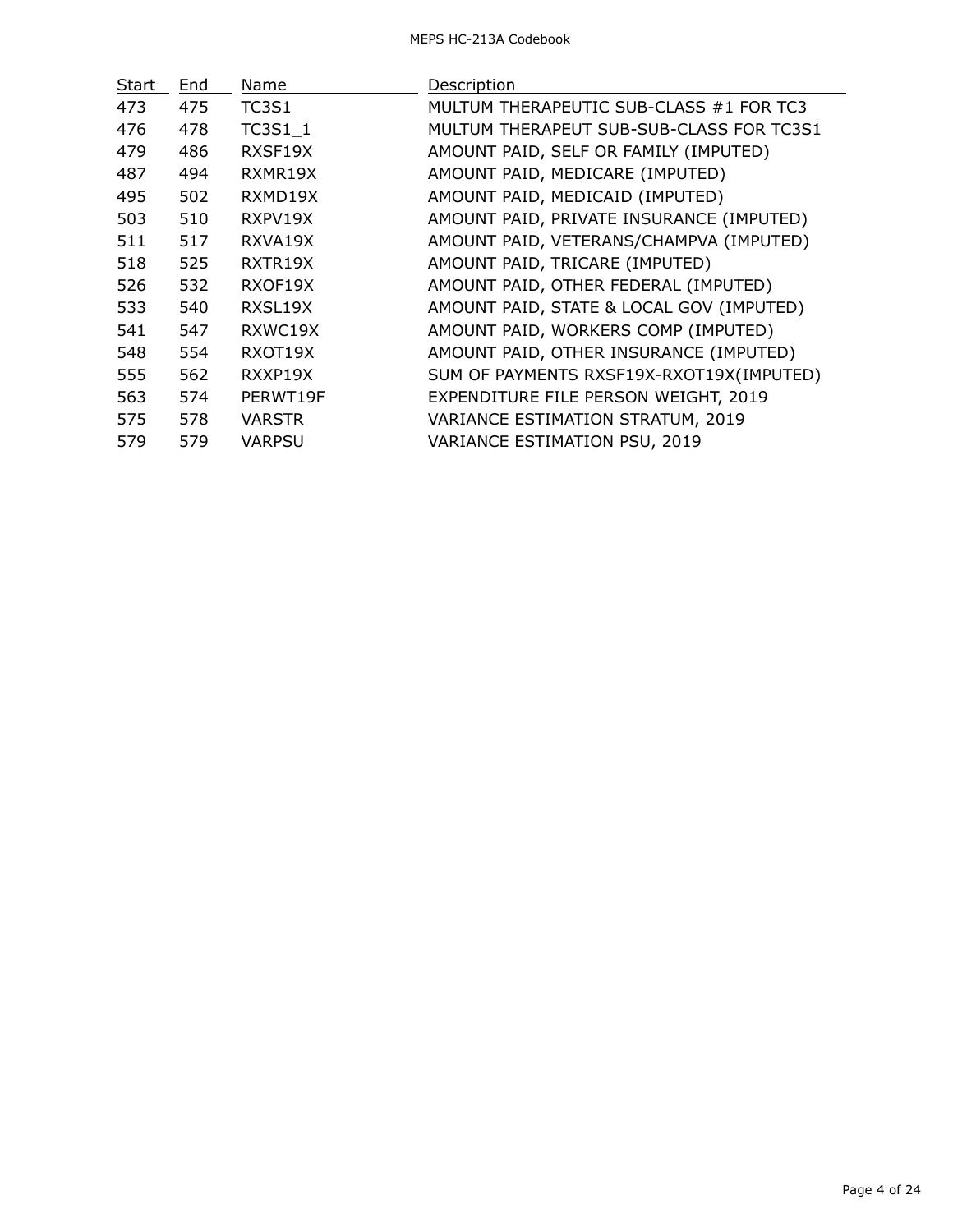| Start | End | Name | Description |
|---|---|---|---|
| 473 | 475 | TC3S1 | MULTUM THERAPEUTIC SUB-CLASS #1 FOR TC3 |
| 476 | 478 | TC3S1_1 | MULTUM THERAPEUT SUB-SUB-CLASS FOR TC3S1 |
| 479 | 486 | RXSF19X | AMOUNT PAID, SELF OR FAMILY (IMPUTED) |
| 487 | 494 | RXMR19X | AMOUNT PAID, MEDICARE (IMPUTED) |
| 495 | 502 | RXMD19X | AMOUNT PAID, MEDICAID (IMPUTED) |
| 503 | 510 | RXPV19X | AMOUNT PAID, PRIVATE INSURANCE (IMPUTED) |
| 511 | 517 | RXVA19X | AMOUNT PAID, VETERANS/CHAMPVA (IMPUTED) |
| 518 | 525 | RXTR19X | AMOUNT PAID, TRICARE (IMPUTED) |
| 526 | 532 | RXOF19X | AMOUNT PAID, OTHER FEDERAL (IMPUTED) |
| 533 | 540 | RXSL19X | AMOUNT PAID, STATE & LOCAL GOV (IMPUTED) |
| 541 | 547 | RXWC19X | AMOUNT PAID, WORKERS COMP (IMPUTED) |
| 548 | 554 | RXOT19X | AMOUNT PAID, OTHER INSURANCE (IMPUTED) |
| 555 | 562 | RXXP19X | SUM OF PAYMENTS RXSF19X-RXOT19X(IMPUTED) |
| 563 | 574 | PERWT19F | EXPENDITURE FILE PERSON WEIGHT, 2019 |
| 575 | 578 | VARSTR | VARIANCE ESTIMATION STRATUM, 2019 |
| 579 | 579 | VARPSU | VARIANCE ESTIMATION PSU, 2019 |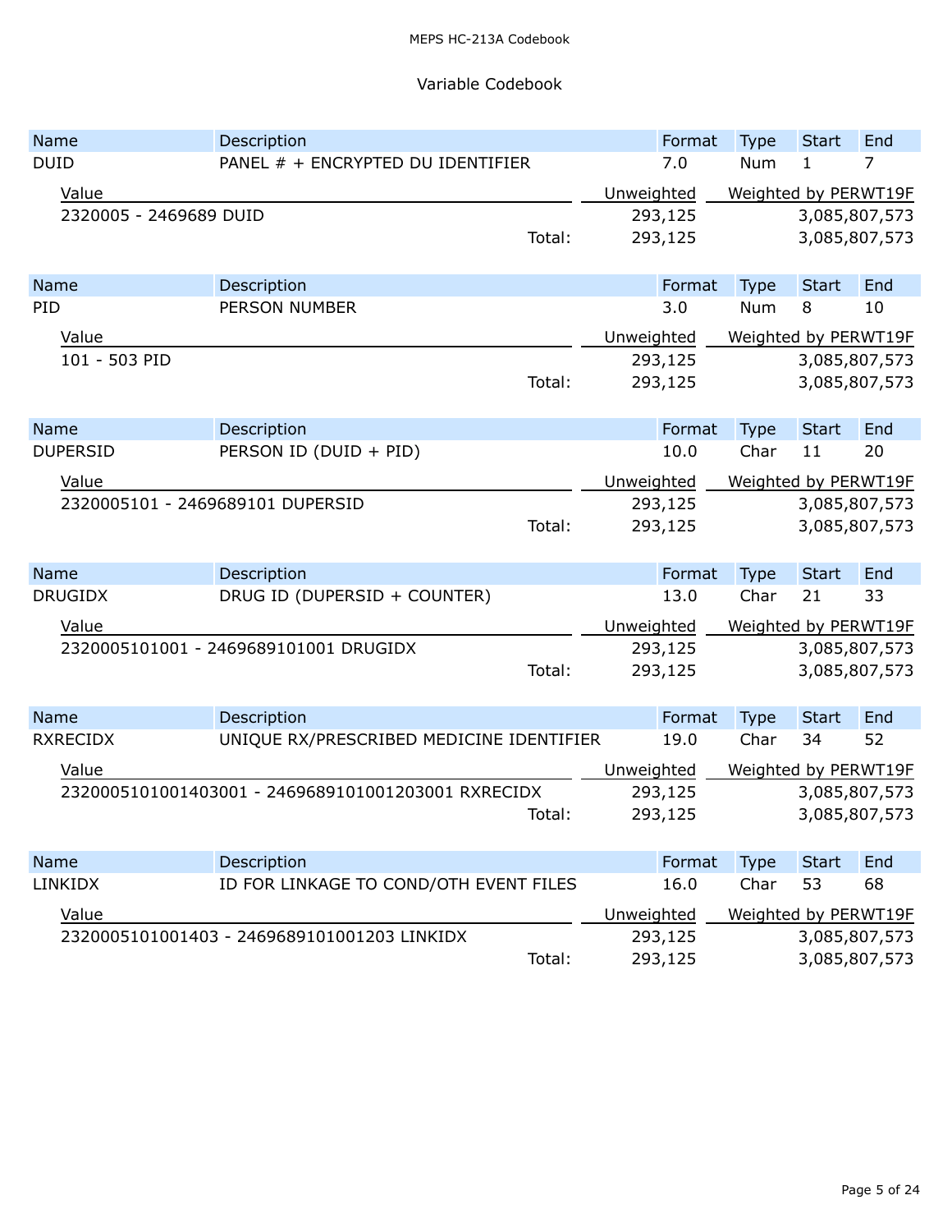## Variable Codebook

| Name | Description | Format | Type | Start | End |
|---|---|---|---|---|---|
| DUID | PANEL # + ENCRYPTED DU IDENTIFIER | 7.0 | Num | 1 | 7 |

| Value | Unweighted | Weighted by PERWT19F |
|---|---|---|
| 2320005 - 2469689 DUID | 293,125 | 3,085,807,573 |
| Total: | 293,125 | 3,085,807,573 |

| Name | Description | Format | Type | Start | End |
|---|---|---|---|---|---|
| PID | PERSON NUMBER | 3.0 | Num | 8 | 10 |

| Value | Unweighted | Weighted by PERWT19F |
|---|---|---|
| 101 - 503 PID | 293,125 | 3,085,807,573 |
| Total: | 293,125 | 3,085,807,573 |

| Name | Description | Format | Type | Start | End |
|---|---|---|---|---|---|
| DUPERSID | PERSON ID (DUID + PID) | 10.0 | Char | 11 | 20 |

| Value | Unweighted | Weighted by PERWT19F |
|---|---|---|
| 2320005101 - 2469689101 DUPERSID | 293,125 | 3,085,807,573 |
| Total: | 293,125 | 3,085,807,573 |

| Name | Description | Format | Type | Start | End |
|---|---|---|---|---|---|
| DRUGIDX | DRUG ID (DUPERSID + COUNTER) | 13.0 | Char | 21 | 33 |

| Value | Unweighted | Weighted by PERWT19F |
|---|---|---|
| 2320005101001 - 2469689101001 DRUGIDX | 293,125 | 3,085,807,573 |
| Total: | 293,125 | 3,085,807,573 |

| Name | Description | Format | Type | Start | End |
|---|---|---|---|---|---|
| RXRECIDX | UNIQUE RX/PRESCRIBED MEDICINE IDENTIFIER | 19.0 | Char | 34 | 52 |

| Value | Unweighted | Weighted by PERWT19F |
|---|---|---|
| 2320005101001403001 - 2469689101001203001 RXRECIDX | 293,125 | 3,085,807,573 |
| Total: | 293,125 | 3,085,807,573 |

| Name | Description | Format | Type | Start | End |
|---|---|---|---|---|---|
| LINKIDX | ID FOR LINKAGE TO COND/OTH EVENT FILES | 16.0 | Char | 53 | 68 |

| Value | Unweighted | Weighted by PERWT19F |
|---|---|---|
| 2320005101001403 - 2469689101001203 LINKIDX | 293,125 | 3,085,807,573 |
| Total: | 293,125 | 3,085,807,573 |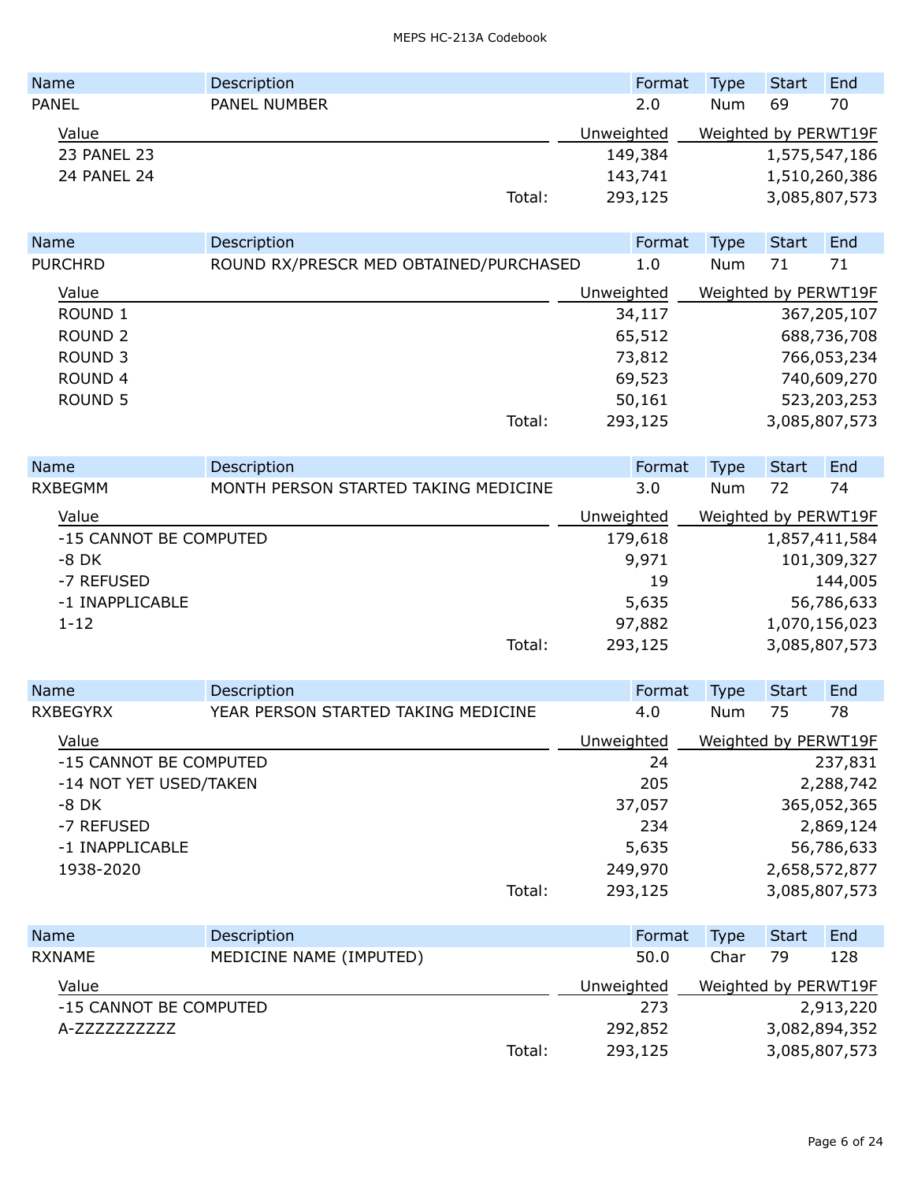| Name | Description | Format | Type | Start | End |
|---|---|---|---|---|---|
| PANEL | PANEL NUMBER | 2.0 | Num | 69 | 70 |

| Value | Unweighted | Weighted by PERWT19F |
|---|---|---|
| 23 PANEL 23 | 149,384 | 1,575,547,186 |
| 24 PANEL 24 | 143,741 | 1,510,260,386 |
| Total: | 293,125 | 3,085,807,573 |

| Name | Description | Format | Type | Start | End |
|---|---|---|---|---|---|
| PURCHRD | ROUND RX/PRESCR MED OBTAINED/PURCHASED | 1.0 | Num | 71 | 71 |

| Value | Unweighted | Weighted by PERWT19F |
|---|---|---|
| ROUND 1 | 34,117 | 367,205,107 |
| ROUND 2 | 65,512 | 688,736,708 |
| ROUND 3 | 73,812 | 766,053,234 |
| ROUND 4 | 69,523 | 740,609,270 |
| ROUND 5 | 50,161 | 523,203,253 |
| Total: | 293,125 | 3,085,807,573 |

| Name | Description | Format | Type | Start | End |
|---|---|---|---|---|---|
| RXBEGMM | MONTH PERSON STARTED TAKING MEDICINE | 3.0 | Num | 72 | 74 |

| Value | Unweighted | Weighted by PERWT19F |
|---|---|---|
| -15 CANNOT BE COMPUTED | 179,618 | 1,857,411,584 |
| -8 DK | 9,971 | 101,309,327 |
| -7 REFUSED | 19 | 144,005 |
| -1 INAPPLICABLE | 5,635 | 56,786,633 |
| 1-12 | 97,882 | 1,070,156,023 |
| Total: | 293,125 | 3,085,807,573 |

| Name | Description | Format | Type | Start | End |
|---|---|---|---|---|---|
| RXBEGYRX | YEAR PERSON STARTED TAKING MEDICINE | 4.0 | Num | 75 | 78 |

| Value | Unweighted | Weighted by PERWT19F |
|---|---|---|
| -15 CANNOT BE COMPUTED | 24 | 237,831 |
| -14 NOT YET USED/TAKEN | 205 | 2,288,742 |
| -8 DK | 37,057 | 365,052,365 |
| -7 REFUSED | 234 | 2,869,124 |
| -1 INAPPLICABLE | 5,635 | 56,786,633 |
| 1938-2020 | 249,970 | 2,658,572,877 |
| Total: | 293,125 | 3,085,807,573 |

| Name | Description | Format | Type | Start | End |
|---|---|---|---|---|---|
| RXNAME | MEDICINE NAME (IMPUTED) | 50.0 | Char | 79 | 128 |

| Value | Unweighted | Weighted by PERWT19F |
|---|---|---|
| -15 CANNOT BE COMPUTED | 273 | 2,913,220 |
| A-ZZZZZZZZZZ | 292,852 | 3,082,894,352 |
| Total: | 293,125 | 3,085,807,573 |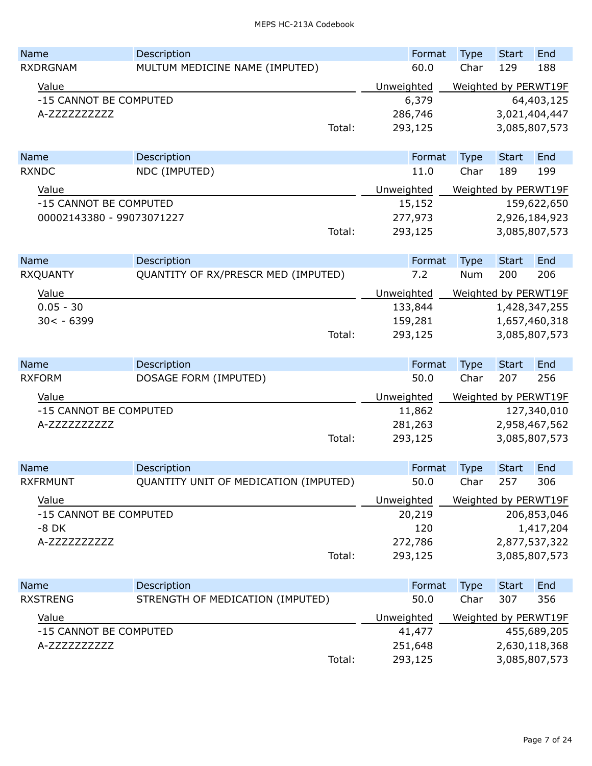| Name | Description | Format | Type | Start | End |
|---|---|---|---|---|---|
| RXDRGNAM | MULTUM MEDICINE NAME (IMPUTED) | 60.0 | Char | 129 | 188 |

| Value | Unweighted | Weighted by PERWT19F |
|---|---|---|
| -15 CANNOT BE COMPUTED | 6,379 | 64,403,125 |
| A-ZZZZZZZZZZ | 286,746 | 3,021,404,447 |
| Total: | 293,125 | 3,085,807,573 |

| Name | Description | Format | Type | Start | End |
|---|---|---|---|---|---|
| RXNDC | NDC (IMPUTED) | 11.0 | Char | 189 | 199 |

| Value | Unweighted | Weighted by PERWT19F |
|---|---|---|
| -15 CANNOT BE COMPUTED | 15,152 | 159,622,650 |
| 00002143380 - 99073071227 | 277,973 | 2,926,184,923 |
| Total: | 293,125 | 3,085,807,573 |

| Name | Description | Format | Type | Start | End |
|---|---|---|---|---|---|
| RXQUANTY | QUANTITY OF RX/PRESCR MED (IMPUTED) | 7.2 | Num | 200 | 206 |

| Value | Unweighted | Weighted by PERWT19F |
|---|---|---|
| 0.05 - 30 | 133,844 | 1,428,347,255 |
| 30< - 6399 | 159,281 | 1,657,460,318 |
| Total: | 293,125 | 3,085,807,573 |

| Name | Description | Format | Type | Start | End |
|---|---|---|---|---|---|
| RXFORM | DOSAGE FORM (IMPUTED) | 50.0 | Char | 207 | 256 |

| Value | Unweighted | Weighted by PERWT19F |
|---|---|---|
| -15 CANNOT BE COMPUTED | 11,862 | 127,340,010 |
| A-ZZZZZZZZZZ | 281,263 | 2,958,467,562 |
| Total: | 293,125 | 3,085,807,573 |

| Name | Description | Format | Type | Start | End |
|---|---|---|---|---|---|
| RXFRMUNT | QUANTITY UNIT OF MEDICATION (IMPUTED) | 50.0 | Char | 257 | 306 |

| Value | Unweighted | Weighted by PERWT19F |
|---|---|---|
| -15 CANNOT BE COMPUTED | 20,219 | 206,853,046 |
| -8 DK | 120 | 1,417,204 |
| A-ZZZZZZZZZZ | 272,786 | 2,877,537,322 |
| Total: | 293,125 | 3,085,807,573 |

| Name | Description | Format | Type | Start | End |
|---|---|---|---|---|---|
| RXSTRENG | STRENGTH OF MEDICATION (IMPUTED) | 50.0 | Char | 307 | 356 |

| Value | Unweighted | Weighted by PERWT19F |
|---|---|---|
| -15 CANNOT BE COMPUTED | 41,477 | 455,689,205 |
| A-ZZZZZZZZZZ | 251,648 | 2,630,118,368 |
| Total: | 293,125 | 3,085,807,573 |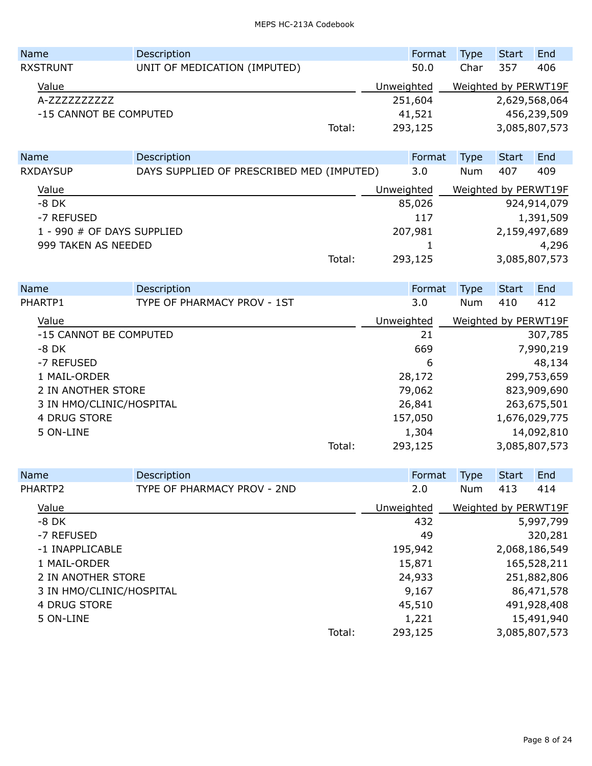| Name | Description | Format | Type | Start | End |
| --- | --- | --- | --- | --- | --- |
| RXSTRUNT | UNIT OF MEDICATION (IMPUTED) | 50.0 | Char | 357 | 406 |

| Value | Unweighted | Weighted by PERWT19F |
| --- | --- | --- |
| A-ZZZZZZZZZZ | 251,604 | 2,629,568,064 |
| -15 CANNOT BE COMPUTED | 41,521 | 456,239,509 |
| Total: | 293,125 | 3,085,807,573 |

| Name | Description | Format | Type | Start | End |
| --- | --- | --- | --- | --- | --- |
| RXDAYSUP | DAYS SUPPLIED OF PRESCRIBED MED (IMPUTED) | 3.0 | Num | 407 | 409 |

| Value | Unweighted | Weighted by PERWT19F |
| --- | --- | --- |
| -8 DK | 85,026 | 924,914,079 |
| -7 REFUSED | 117 | 1,391,509 |
| 1 - 990 # OF DAYS SUPPLIED | 207,981 | 2,159,497,689 |
| 999 TAKEN AS NEEDED | 1 | 4,296 |
| Total: | 293,125 | 3,085,807,573 |

| Name | Description | Format | Type | Start | End |
| --- | --- | --- | --- | --- | --- |
| PHARTP1 | TYPE OF PHARMACY PROV - 1ST | 3.0 | Num | 410 | 412 |

| Value | Unweighted | Weighted by PERWT19F |
| --- | --- | --- |
| -15 CANNOT BE COMPUTED | 21 | 307,785 |
| -8 DK | 669 | 7,990,219 |
| -7 REFUSED | 6 | 48,134 |
| 1 MAIL-ORDER | 28,172 | 299,753,659 |
| 2 IN ANOTHER STORE | 79,062 | 823,909,690 |
| 3 IN HMO/CLINIC/HOSPITAL | 26,841 | 263,675,501 |
| 4 DRUG STORE | 157,050 | 1,676,029,775 |
| 5 ON-LINE | 1,304 | 14,092,810 |
| Total: | 293,125 | 3,085,807,573 |

| Name | Description | Format | Type | Start | End |
| --- | --- | --- | --- | --- | --- |
| PHARTP2 | TYPE OF PHARMACY PROV - 2ND | 2.0 | Num | 413 | 414 |

| Value | Unweighted | Weighted by PERWT19F |
| --- | --- | --- |
| -8 DK | 432 | 5,997,799 |
| -7 REFUSED | 49 | 320,281 |
| -1 INAPPLICABLE | 195,942 | 2,068,186,549 |
| 1 MAIL-ORDER | 15,871 | 165,528,211 |
| 2 IN ANOTHER STORE | 24,933 | 251,882,806 |
| 3 IN HMO/CLINIC/HOSPITAL | 9,167 | 86,471,578 |
| 4 DRUG STORE | 45,510 | 491,928,408 |
| 5 ON-LINE | 1,221 | 15,491,940 |
| Total: | 293,125 | 3,085,807,573 |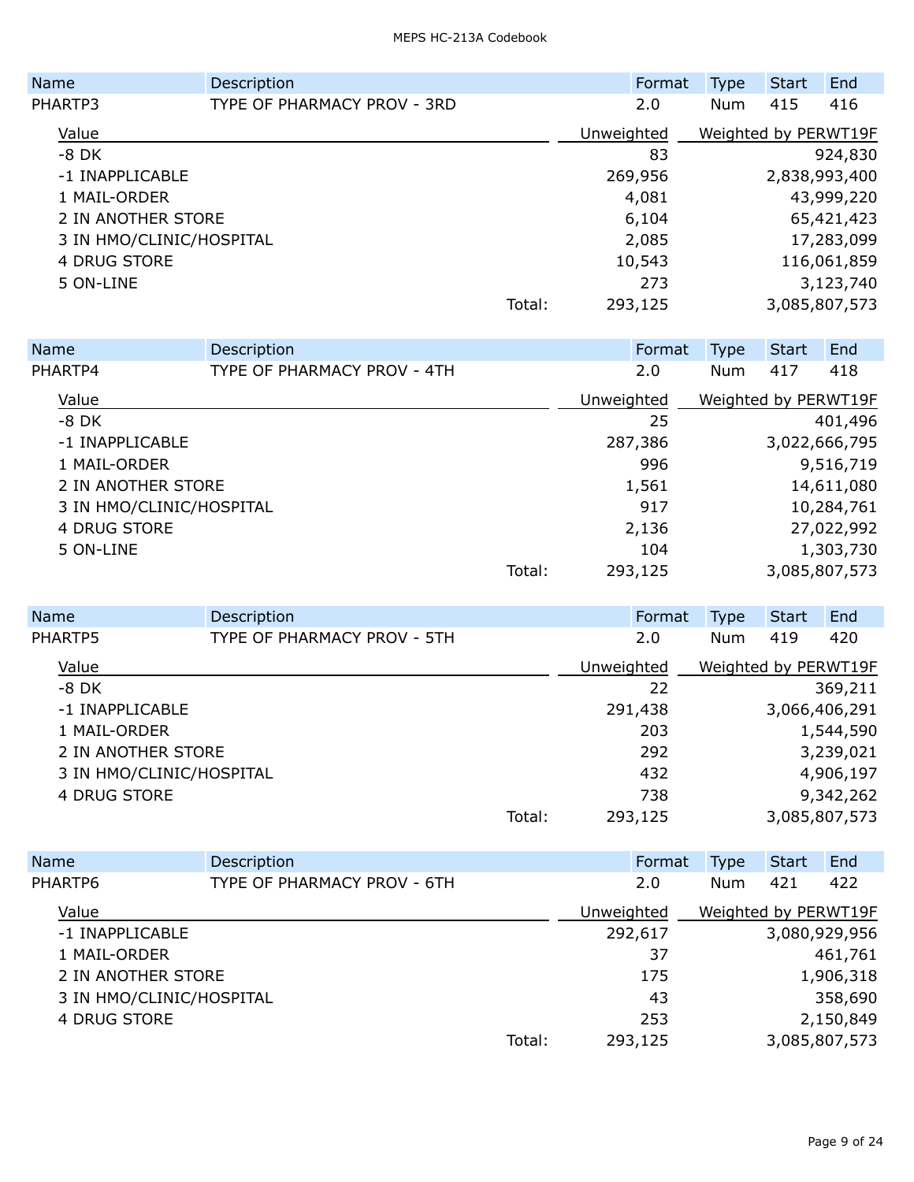| Name | Description | Format | Type | Start | End |
|---|---|---|---|---|---|
| PHARTP3 | TYPE OF PHARMACY PROV - 3RD | 2.0 | Num | 415 | 416 |

| Value | Unweighted | Weighted by PERWT19F |
|---|---|---|
| -8 DK | 83 | 924,830 |
| -1 INAPPLICABLE | 269,956 | 2,838,993,400 |
| 1 MAIL-ORDER | 4,081 | 43,999,220 |
| 2 IN ANOTHER STORE | 6,104 | 65,421,423 |
| 3 IN HMO/CLINIC/HOSPITAL | 2,085 | 17,283,099 |
| 4 DRUG STORE | 10,543 | 116,061,859 |
| 5 ON-LINE | 273 | 3,123,740 |
| Total: | 293,125 | 3,085,807,573 |

| Name | Description | Format | Type | Start | End |
|---|---|---|---|---|---|
| PHARTP4 | TYPE OF PHARMACY PROV - 4TH | 2.0 | Num | 417 | 418 |

| Value | Unweighted | Weighted by PERWT19F |
|---|---|---|
| -8 DK | 25 | 401,496 |
| -1 INAPPLICABLE | 287,386 | 3,022,666,795 |
| 1 MAIL-ORDER | 996 | 9,516,719 |
| 2 IN ANOTHER STORE | 1,561 | 14,611,080 |
| 3 IN HMO/CLINIC/HOSPITAL | 917 | 10,284,761 |
| 4 DRUG STORE | 2,136 | 27,022,992 |
| 5 ON-LINE | 104 | 1,303,730 |
| Total: | 293,125 | 3,085,807,573 |

| Name | Description | Format | Type | Start | End |
|---|---|---|---|---|---|
| PHARTP5 | TYPE OF PHARMACY PROV - 5TH | 2.0 | Num | 419 | 420 |

| Value | Unweighted | Weighted by PERWT19F |
|---|---|---|
| -8 DK | 22 | 369,211 |
| -1 INAPPLICABLE | 291,438 | 3,066,406,291 |
| 1 MAIL-ORDER | 203 | 1,544,590 |
| 2 IN ANOTHER STORE | 292 | 3,239,021 |
| 3 IN HMO/CLINIC/HOSPITAL | 432 | 4,906,197 |
| 4 DRUG STORE | 738 | 9,342,262 |
| Total: | 293,125 | 3,085,807,573 |

| Name | Description | Format | Type | Start | End |
|---|---|---|---|---|---|
| PHARTP6 | TYPE OF PHARMACY PROV - 6TH | 2.0 | Num | 421 | 422 |

| Value | Unweighted | Weighted by PERWT19F |
|---|---|---|
| -1 INAPPLICABLE | 292,617 | 3,080,929,956 |
| 1 MAIL-ORDER | 37 | 461,761 |
| 2 IN ANOTHER STORE | 175 | 1,906,318 |
| 3 IN HMO/CLINIC/HOSPITAL | 43 | 358,690 |
| 4 DRUG STORE | 253 | 2,150,849 |
| Total: | 293,125 | 3,085,807,573 |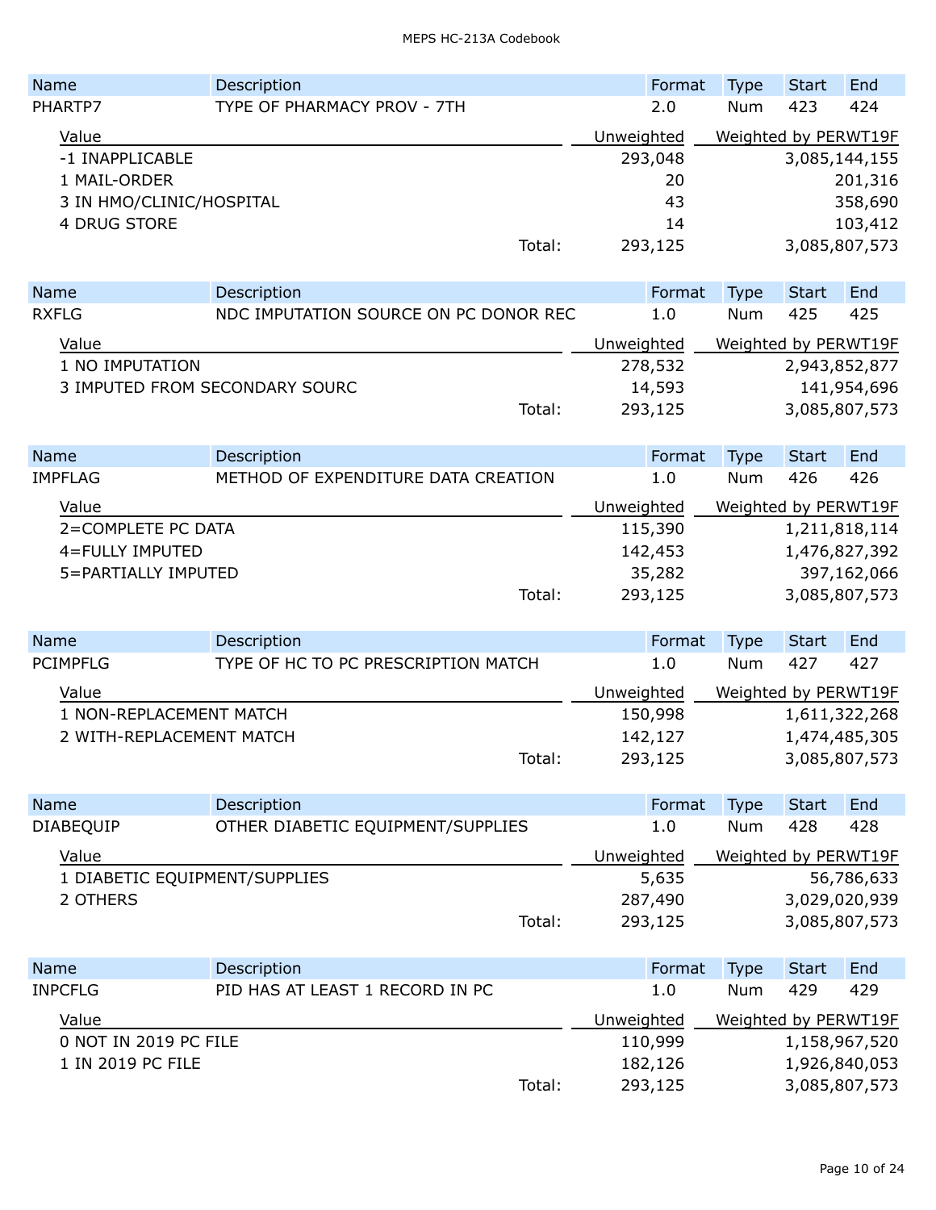| Name | Description | Format | Type | Start | End |
|---|---|---|---|---|---|
| PHARTP7 | TYPE OF PHARMACY PROV - 7TH | 2.0 | Num | 423 | 424 |

| Value | Unweighted | Weighted by PERWT19F |
|---|---|---|
| -1 INAPPLICABLE | 293,048 | 3,085,144,155 |
| 1 MAIL-ORDER | 20 | 201,316 |
| 3 IN HMO/CLINIC/HOSPITAL | 43 | 358,690 |
| 4 DRUG STORE | 14 | 103,412 |
| Total: | 293,125 | 3,085,807,573 |

| Name | Description | Format | Type | Start | End |
|---|---|---|---|---|---|
| RXFLG | NDC IMPUTATION SOURCE ON PC DONOR REC | 1.0 | Num | 425 | 425 |

| Value | Unweighted | Weighted by PERWT19F |
|---|---|---|
| 1 NO IMPUTATION | 278,532 | 2,943,852,877 |
| 3 IMPUTED FROM SECONDARY SOURC | 14,593 | 141,954,696 |
| Total: | 293,125 | 3,085,807,573 |

| Name | Description | Format | Type | Start | End |
|---|---|---|---|---|---|
| IMPFLAG | METHOD OF EXPENDITURE DATA CREATION | 1.0 | Num | 426 | 426 |

| Value | Unweighted | Weighted by PERWT19F |
|---|---|---|
| 2=COMPLETE PC DATA | 115,390 | 1,211,818,114 |
| 4=FULLY IMPUTED | 142,453 | 1,476,827,392 |
| 5=PARTIALLY IMPUTED | 35,282 | 397,162,066 |
| Total: | 293,125 | 3,085,807,573 |

| Name | Description | Format | Type | Start | End |
|---|---|---|---|---|---|
| PCIMPFLG | TYPE OF HC TO PC PRESCRIPTION MATCH | 1.0 | Num | 427 | 427 |

| Value | Unweighted | Weighted by PERWT19F |
|---|---|---|
| 1 NON-REPLACEMENT MATCH | 150,998 | 1,611,322,268 |
| 2 WITH-REPLACEMENT MATCH | 142,127 | 1,474,485,305 |
| Total: | 293,125 | 3,085,807,573 |

| Name | Description | Format | Type | Start | End |
|---|---|---|---|---|---|
| DIABEQUIP | OTHER DIABETIC EQUIPMENT/SUPPLIES | 1.0 | Num | 428 | 428 |

| Value | Unweighted | Weighted by PERWT19F |
|---|---|---|
| 1 DIABETIC EQUIPMENT/SUPPLIES | 5,635 | 56,786,633 |
| 2 OTHERS | 287,490 | 3,029,020,939 |
| Total: | 293,125 | 3,085,807,573 |

| Name | Description | Format | Type | Start | End |
|---|---|---|---|---|---|
| INPCFLG | PID HAS AT LEAST 1 RECORD IN PC | 1.0 | Num | 429 | 429 |

| Value | Unweighted | Weighted by PERWT19F |
|---|---|---|
| 0 NOT IN 2019 PC FILE | 110,999 | 1,158,967,520 |
| 1 IN 2019 PC FILE | 182,126 | 1,926,840,053 |
| Total: | 293,125 | 3,085,807,573 |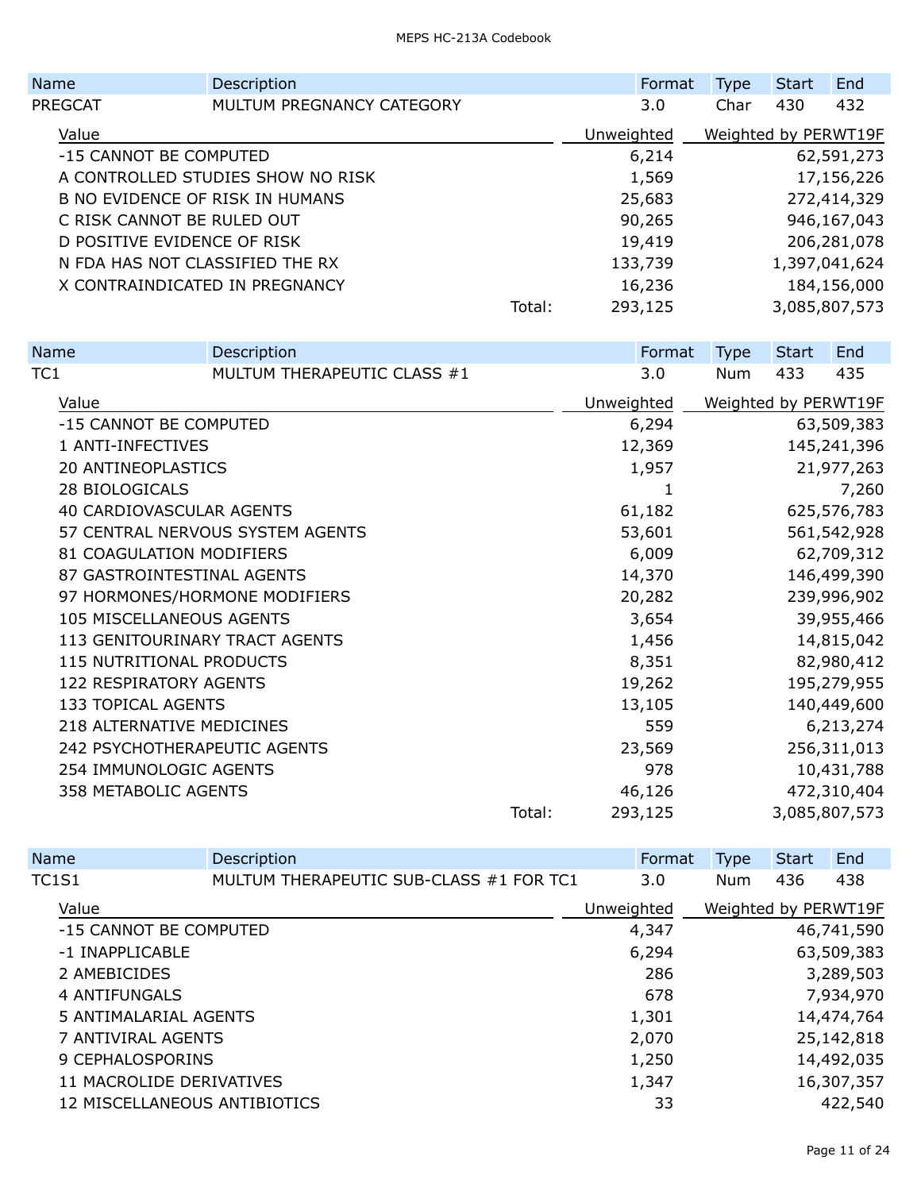| Name | Description | Format | Type | Start | End |
|---|---|---|---|---|---|
| PREGCAT | MULTUM PREGNANCY CATEGORY | 3.0 | Char | 430 | 432 |

| Value | Unweighted | Weighted by PERWT19F |
|---|---|---|
| -15 CANNOT BE COMPUTED | 6,214 | 62,591,273 |
| A CONTROLLED STUDIES SHOW NO RISK | 1,569 | 17,156,226 |
| B NO EVIDENCE OF RISK IN HUMANS | 25,683 | 272,414,329 |
| C RISK CANNOT BE RULED OUT | 90,265 | 946,167,043 |
| D POSITIVE EVIDENCE OF RISK | 19,419 | 206,281,078 |
| N FDA HAS NOT CLASSIFIED THE RX | 133,739 | 1,397,041,624 |
| X CONTRAINDICATED IN PREGNANCY | 16,236 | 184,156,000 |
| Total: | 293,125 | 3,085,807,573 |

| Name | Description | Format | Type | Start | End |
|---|---|---|---|---|---|
| TC1 | MULTUM THERAPEUTIC CLASS #1 | 3.0 | Num | 433 | 435 |

| Value | Unweighted | Weighted by PERWT19F |
|---|---|---|
| -15 CANNOT BE COMPUTED | 6,294 | 63,509,383 |
| 1 ANTI-INFECTIVES | 12,369 | 145,241,396 |
| 20 ANTINEOPLASTICS | 1,957 | 21,977,263 |
| 28 BIOLOGICALS | 1 | 7,260 |
| 40 CARDIOVASCULAR AGENTS | 61,182 | 625,576,783 |
| 57 CENTRAL NERVOUS SYSTEM AGENTS | 53,601 | 561,542,928 |
| 81 COAGULATION MODIFIERS | 6,009 | 62,709,312 |
| 87 GASTROINTESTINAL AGENTS | 14,370 | 146,499,390 |
| 97 HORMONES/HORMONE MODIFIERS | 20,282 | 239,996,902 |
| 105 MISCELLANEOUS AGENTS | 3,654 | 39,955,466 |
| 113 GENITOURINARY TRACT AGENTS | 1,456 | 14,815,042 |
| 115 NUTRITIONAL PRODUCTS | 8,351 | 82,980,412 |
| 122 RESPIRATORY AGENTS | 19,262 | 195,279,955 |
| 133 TOPICAL AGENTS | 13,105 | 140,449,600 |
| 218 ALTERNATIVE MEDICINES | 559 | 6,213,274 |
| 242 PSYCHOTHERAPEUTIC AGENTS | 23,569 | 256,311,013 |
| 254 IMMUNOLOGIC AGENTS | 978 | 10,431,788 |
| 358 METABOLIC AGENTS | 46,126 | 472,310,404 |
| Total: | 293,125 | 3,085,807,573 |

| Name | Description | Format | Type | Start | End |
|---|---|---|---|---|---|
| TC1S1 | MULTUM THERAPEUTIC SUB-CLASS #1 FOR TC1 | 3.0 | Num | 436 | 438 |

| Value | Unweighted | Weighted by PERWT19F |
|---|---|---|
| -15 CANNOT BE COMPUTED | 4,347 | 46,741,590 |
| -1 INAPPLICABLE | 6,294 | 63,509,383 |
| 2 AMEBICIDES | 286 | 3,289,503 |
| 4 ANTIFUNGALS | 678 | 7,934,970 |
| 5 ANTIMALARIAL AGENTS | 1,301 | 14,474,764 |
| 7 ANTIVIRAL AGENTS | 2,070 | 25,142,818 |
| 9 CEPHALOSPORINS | 1,250 | 14,492,035 |
| 11 MACROLIDE DERIVATIVES | 1,347 | 16,307,357 |
| 12 MISCELLANEOUS ANTIBIOTICS | 33 | 422,540 |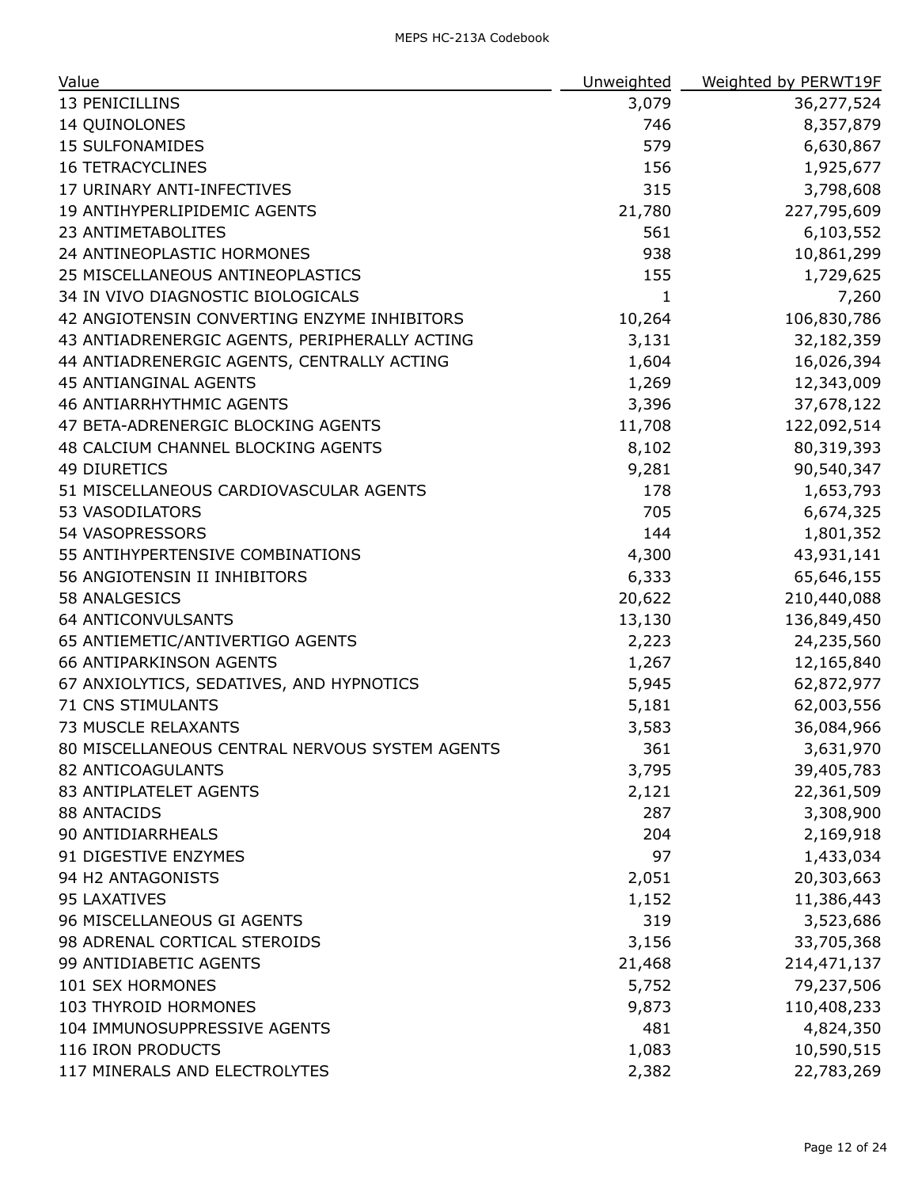| Value | Unweighted | Weighted by PERWT19F |
|---|---|---|
| 13 PENICILLINS | 3,079 | 36,277,524 |
| 14 QUINOLONES | 746 | 8,357,879 |
| 15 SULFONAMIDES | 579 | 6,630,867 |
| 16 TETRACYCLINES | 156 | 1,925,677 |
| 17 URINARY ANTI-INFECTIVES | 315 | 3,798,608 |
| 19 ANTIHYPERLIPIDEMIC AGENTS | 21,780 | 227,795,609 |
| 23 ANTIMETABOLITES | 561 | 6,103,552 |
| 24 ANTINEOPLASTIC HORMONES | 938 | 10,861,299 |
| 25 MISCELLANEOUS ANTINEOPLASTICS | 155 | 1,729,625 |
| 34 IN VIVO DIAGNOSTIC BIOLOGICALS | 1 | 7,260 |
| 42 ANGIOTENSIN CONVERTING ENZYME INHIBITORS | 10,264 | 106,830,786 |
| 43 ANTIADRENERGIC AGENTS, PERIPHERALLY ACTING | 3,131 | 32,182,359 |
| 44 ANTIADRENERGIC AGENTS, CENTRALLY ACTING | 1,604 | 16,026,394 |
| 45 ANTIANGINAL AGENTS | 1,269 | 12,343,009 |
| 46 ANTIARRHYTHMIC AGENTS | 3,396 | 37,678,122 |
| 47 BETA-ADRENERGIC BLOCKING AGENTS | 11,708 | 122,092,514 |
| 48 CALCIUM CHANNEL BLOCKING AGENTS | 8,102 | 80,319,393 |
| 49 DIURETICS | 9,281 | 90,540,347 |
| 51 MISCELLANEOUS CARDIOVASCULAR AGENTS | 178 | 1,653,793 |
| 53 VASODILATORS | 705 | 6,674,325 |
| 54 VASOPRESSORS | 144 | 1,801,352 |
| 55 ANTIHYPERTENSIVE COMBINATIONS | 4,300 | 43,931,141 |
| 56 ANGIOTENSIN II INHIBITORS | 6,333 | 65,646,155 |
| 58 ANALGESICS | 20,622 | 210,440,088 |
| 64 ANTICONVULSANTS | 13,130 | 136,849,450 |
| 65 ANTIEMETIC/ANTIVERTIGO AGENTS | 2,223 | 24,235,560 |
| 66 ANTIPARKINSON AGENTS | 1,267 | 12,165,840 |
| 67 ANXIOLYTICS, SEDATIVES, AND HYPNOTICS | 5,945 | 62,872,977 |
| 71 CNS STIMULANTS | 5,181 | 62,003,556 |
| 73 MUSCLE RELAXANTS | 3,583 | 36,084,966 |
| 80 MISCELLANEOUS CENTRAL NERVOUS SYSTEM AGENTS | 361 | 3,631,970 |
| 82 ANTICOAGULANTS | 3,795 | 39,405,783 |
| 83 ANTIPLATELET AGENTS | 2,121 | 22,361,509 |
| 88 ANTACIDS | 287 | 3,308,900 |
| 90 ANTIDIARRHEALS | 204 | 2,169,918 |
| 91 DIGESTIVE ENZYMES | 97 | 1,433,034 |
| 94 H2 ANTAGONISTS | 2,051 | 20,303,663 |
| 95 LAXATIVES | 1,152 | 11,386,443 |
| 96 MISCELLANEOUS GI AGENTS | 319 | 3,523,686 |
| 98 ADRENAL CORTICAL STEROIDS | 3,156 | 33,705,368 |
| 99 ANTIDIABETIC AGENTS | 21,468 | 214,471,137 |
| 101 SEX HORMONES | 5,752 | 79,237,506 |
| 103 THYROID HORMONES | 9,873 | 110,408,233 |
| 104 IMMUNOSUPPRESSIVE AGENTS | 481 | 4,824,350 |
| 116 IRON PRODUCTS | 1,083 | 10,590,515 |
| 117 MINERALS AND ELECTROLYTES | 2,382 | 22,783,269 |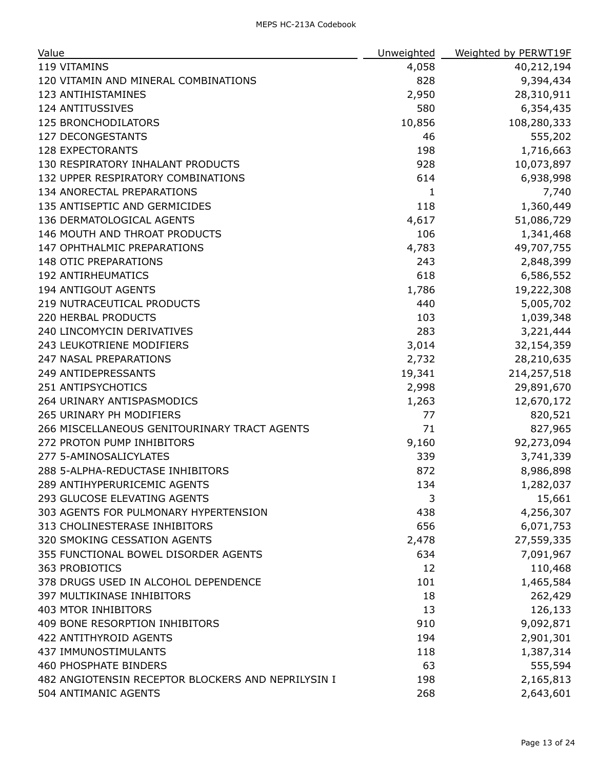| Value | Unweighted | Weighted by PERWT19F |
|---|---|---|
| 119 VITAMINS | 4,058 | 40,212,194 |
| 120 VITAMIN AND MINERAL COMBINATIONS | 828 | 9,394,434 |
| 123 ANTIHISTAMINES | 2,950 | 28,310,911 |
| 124 ANTITUSSIVES | 580 | 6,354,435 |
| 125 BRONCHODILATORS | 10,856 | 108,280,333 |
| 127 DECONGESTANTS | 46 | 555,202 |
| 128 EXPECTORANTS | 198 | 1,716,663 |
| 130 RESPIRATORY INHALANT PRODUCTS | 928 | 10,073,897 |
| 132 UPPER RESPIRATORY COMBINATIONS | 614 | 6,938,998 |
| 134 ANORECTAL PREPARATIONS | 1 | 7,740 |
| 135 ANTISEPTIC AND GERMICIDES | 118 | 1,360,449 |
| 136 DERMATOLOGICAL AGENTS | 4,617 | 51,086,729 |
| 146 MOUTH AND THROAT PRODUCTS | 106 | 1,341,468 |
| 147 OPHTHALMIC PREPARATIONS | 4,783 | 49,707,755 |
| 148 OTIC PREPARATIONS | 243 | 2,848,399 |
| 192 ANTIRHEUMATICS | 618 | 6,586,552 |
| 194 ANTIGOUT AGENTS | 1,786 | 19,222,308 |
| 219 NUTRACEUTICAL PRODUCTS | 440 | 5,005,702 |
| 220 HERBAL PRODUCTS | 103 | 1,039,348 |
| 240 LINCOMYCIN DERIVATIVES | 283 | 3,221,444 |
| 243 LEUKOTRIENE MODIFIERS | 3,014 | 32,154,359 |
| 247 NASAL PREPARATIONS | 2,732 | 28,210,635 |
| 249 ANTIDEPRESSANTS | 19,341 | 214,257,518 |
| 251 ANTIPSYCHOTICS | 2,998 | 29,891,670 |
| 264 URINARY ANTISPASMODICS | 1,263 | 12,670,172 |
| 265 URINARY PH MODIFIERS | 77 | 820,521 |
| 266 MISCELLANEOUS GENITOURINARY TRACT AGENTS | 71 | 827,965 |
| 272 PROTON PUMP INHIBITORS | 9,160 | 92,273,094 |
| 277 5-AMINOSALICYLATES | 339 | 3,741,339 |
| 288 5-ALPHA-REDUCTASE INHIBITORS | 872 | 8,986,898 |
| 289 ANTIHYPERURICEMIC AGENTS | 134 | 1,282,037 |
| 293 GLUCOSE ELEVATING AGENTS | 3 | 15,661 |
| 303 AGENTS FOR PULMONARY HYPERTENSION | 438 | 4,256,307 |
| 313 CHOLINESTERASE INHIBITORS | 656 | 6,071,753 |
| 320 SMOKING CESSATION AGENTS | 2,478 | 27,559,335 |
| 355 FUNCTIONAL BOWEL DISORDER AGENTS | 634 | 7,091,967 |
| 363 PROBIOTICS | 12 | 110,468 |
| 378 DRUGS USED IN ALCOHOL DEPENDENCE | 101 | 1,465,584 |
| 397 MULTIKINASE INHIBITORS | 18 | 262,429 |
| 403 MTOR INHIBITORS | 13 | 126,133 |
| 409 BONE RESORPTION INHIBITORS | 910 | 9,092,871 |
| 422 ANTITHYROID AGENTS | 194 | 2,901,301 |
| 437 IMMUNOSTIMULANTS | 118 | 1,387,314 |
| 460 PHOSPHATE BINDERS | 63 | 555,594 |
| 482 ANGIOTENSIN RECEPTOR BLOCKERS AND NEPRILYSIN I | 198 | 2,165,813 |
| 504 ANTIMANIC AGENTS | 268 | 2,643,601 |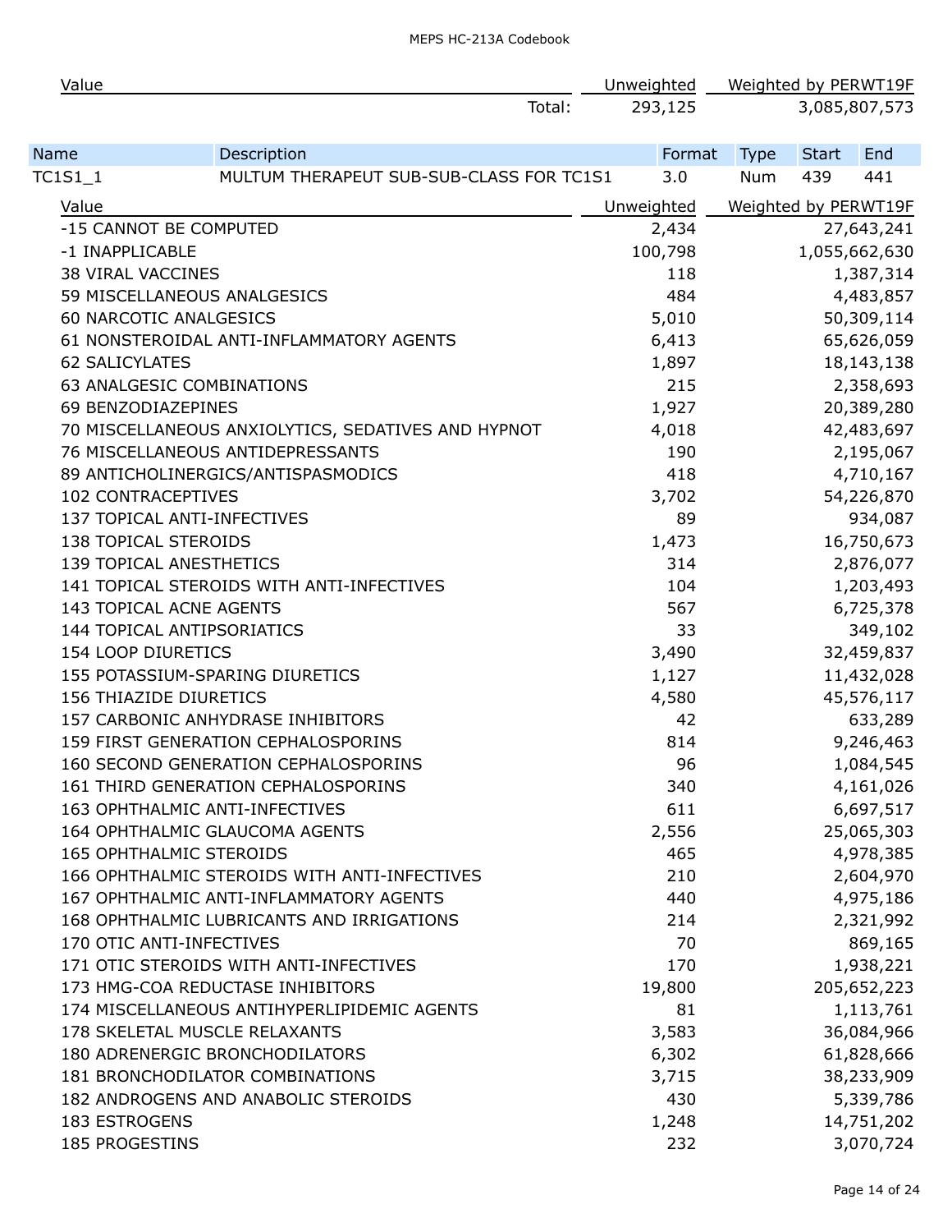| Value | | Unweighted | Weighted by PERWT19F |
|---|---|---|---|
| | Total: | 293,125 | 3,085,807,573 |

| Name | Description | Format | Type | Start | End |
|---|---|---|---|---|---|
| TC1S1_1 | MULTUM THERAPEUT SUB-SUB-CLASS FOR TC1S1 | 3.0 | Num | 439 | 441 |

| Value | Unweighted | Weighted by PERWT19F |
|---|---|---|
| -15 CANNOT BE COMPUTED | 2,434 | 27,643,241 |
| -1 INAPPLICABLE | 100,798 | 1,055,662,630 |
| 38 VIRAL VACCINES | 118 | 1,387,314 |
| 59 MISCELLANEOUS ANALGESICS | 484 | 4,483,857 |
| 60 NARCOTIC ANALGESICS | 5,010 | 50,309,114 |
| 61 NONSTEROIDAL ANTI-INFLAMMATORY AGENTS | 6,413 | 65,626,059 |
| 62 SALICYLATES | 1,897 | 18,143,138 |
| 63 ANALGESIC COMBINATIONS | 215 | 2,358,693 |
| 69 BENZODIAZEPINES | 1,927 | 20,389,280 |
| 70 MISCELLANEOUS ANXIOLYTICS, SEDATIVES AND HYPNOT | 4,018 | 42,483,697 |
| 76 MISCELLANEOUS ANTIDEPRESSANTS | 190 | 2,195,067 |
| 89 ANTICHOLINERGICS/ANTISPASMODICS | 418 | 4,710,167 |
| 102 CONTRACEPTIVES | 3,702 | 54,226,870 |
| 137 TOPICAL ANTI-INFECTIVES | 89 | 934,087 |
| 138 TOPICAL STEROIDS | 1,473 | 16,750,673 |
| 139 TOPICAL ANESTHETICS | 314 | 2,876,077 |
| 141 TOPICAL STEROIDS WITH ANTI-INFECTIVES | 104 | 1,203,493 |
| 143 TOPICAL ACNE AGENTS | 567 | 6,725,378 |
| 144 TOPICAL ANTIPSORIATICS | 33 | 349,102 |
| 154 LOOP DIURETICS | 3,490 | 32,459,837 |
| 155 POTASSIUM-SPARING DIURETICS | 1,127 | 11,432,028 |
| 156 THIAZIDE DIURETICS | 4,580 | 45,576,117 |
| 157 CARBONIC ANHYDRASE INHIBITORS | 42 | 633,289 |
| 159 FIRST GENERATION CEPHALOSPORINS | 814 | 9,246,463 |
| 160 SECOND GENERATION CEPHALOSPORINS | 96 | 1,084,545 |
| 161 THIRD GENERATION CEPHALOSPORINS | 340 | 4,161,026 |
| 163 OPHTHALMIC ANTI-INFECTIVES | 611 | 6,697,517 |
| 164 OPHTHALMIC GLAUCOMA AGENTS | 2,556 | 25,065,303 |
| 165 OPHTHALMIC STEROIDS | 465 | 4,978,385 |
| 166 OPHTHALMIC STEROIDS WITH ANTI-INFECTIVES | 210 | 2,604,970 |
| 167 OPHTHALMIC ANTI-INFLAMMATORY AGENTS | 440 | 4,975,186 |
| 168 OPHTHALMIC LUBRICANTS AND IRRIGATIONS | 214 | 2,321,992 |
| 170 OTIC ANTI-INFECTIVES | 70 | 869,165 |
| 171 OTIC STEROIDS WITH ANTI-INFECTIVES | 170 | 1,938,221 |
| 173 HMG-COA REDUCTASE INHIBITORS | 19,800 | 205,652,223 |
| 174 MISCELLANEOUS ANTIHYPERLIPIDEMIC AGENTS | 81 | 1,113,761 |
| 178 SKELETAL MUSCLE RELAXANTS | 3,583 | 36,084,966 |
| 180 ADRENERGIC BRONCHODILATORS | 6,302 | 61,828,666 |
| 181 BRONCHODILATOR COMBINATIONS | 3,715 | 38,233,909 |
| 182 ANDROGENS AND ANABOLIC STEROIDS | 430 | 5,339,786 |
| 183 ESTROGENS | 1,248 | 14,751,202 |
| 185 PROGESTINS | 232 | 3,070,724 |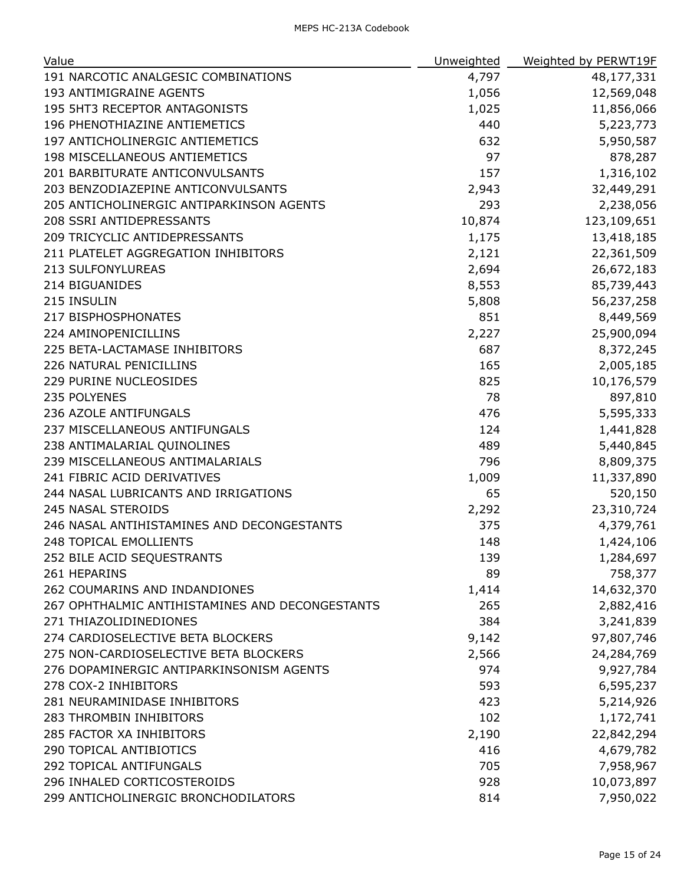| Value | Unweighted | Weighted by PERWT19F |
|---|---|---|
| 191 NARCOTIC ANALGESIC COMBINATIONS | 4,797 | 48,177,331 |
| 193 ANTIMIGRAINE AGENTS | 1,056 | 12,569,048 |
| 195 5HT3 RECEPTOR ANTAGONISTS | 1,025 | 11,856,066 |
| 196 PHENOTHIAZINE ANTIEMETICS | 440 | 5,223,773 |
| 197 ANTICHOLINERGIC ANTIEMETICS | 632 | 5,950,587 |
| 198 MISCELLANEOUS ANTIEMETICS | 97 | 878,287 |
| 201 BARBITURATE ANTICONVULSANTS | 157 | 1,316,102 |
| 203 BENZODIAZEPINE ANTICONVULSANTS | 2,943 | 32,449,291 |
| 205 ANTICHOLINERGIC ANTIPARKINSON AGENTS | 293 | 2,238,056 |
| 208 SSRI ANTIDEPRESSANTS | 10,874 | 123,109,651 |
| 209 TRICYCLIC ANTIDEPRESSANTS | 1,175 | 13,418,185 |
| 211 PLATELET AGGREGATION INHIBITORS | 2,121 | 22,361,509 |
| 213 SULFONYLUREAS | 2,694 | 26,672,183 |
| 214 BIGUANIDES | 8,553 | 85,739,443 |
| 215 INSULIN | 5,808 | 56,237,258 |
| 217 BISPHOSPHONATES | 851 | 8,449,569 |
| 224 AMINOPENICILLINS | 2,227 | 25,900,094 |
| 225 BETA-LACTAMASE INHIBITORS | 687 | 8,372,245 |
| 226 NATURAL PENICILLINS | 165 | 2,005,185 |
| 229 PURINE NUCLEOSIDES | 825 | 10,176,579 |
| 235 POLYENES | 78 | 897,810 |
| 236 AZOLE ANTIFUNGALS | 476 | 5,595,333 |
| 237 MISCELLANEOUS ANTIFUNGALS | 124 | 1,441,828 |
| 238 ANTIMALARIAL QUINOLINES | 489 | 5,440,845 |
| 239 MISCELLANEOUS ANTIMALARIALS | 796 | 8,809,375 |
| 241 FIBRIC ACID DERIVATIVES | 1,009 | 11,337,890 |
| 244 NASAL LUBRICANTS AND IRRIGATIONS | 65 | 520,150 |
| 245 NASAL STEROIDS | 2,292 | 23,310,724 |
| 246 NASAL ANTIHISTAMINES AND DECONGESTANTS | 375 | 4,379,761 |
| 248 TOPICAL EMOLLIENTS | 148 | 1,424,106 |
| 252 BILE ACID SEQUESTRANTS | 139 | 1,284,697 |
| 261 HEPARINS | 89 | 758,377 |
| 262 COUMARINS AND INDANDIONES | 1,414 | 14,632,370 |
| 267 OPHTHALMIC ANTIHISTAMINES AND DECONGESTANTS | 265 | 2,882,416 |
| 271 THIAZOLIDINEDIONES | 384 | 3,241,839 |
| 274 CARDIOSELECTIVE BETA BLOCKERS | 9,142 | 97,807,746 |
| 275 NON-CARDIOSELECTIVE BETA BLOCKERS | 2,566 | 24,284,769 |
| 276 DOPAMINERGIC ANTIPARKINSONISM AGENTS | 974 | 9,927,784 |
| 278 COX-2 INHIBITORS | 593 | 6,595,237 |
| 281 NEURAMINIDASE INHIBITORS | 423 | 5,214,926 |
| 283 THROMBIN INHIBITORS | 102 | 1,172,741 |
| 285 FACTOR XA INHIBITORS | 2,190 | 22,842,294 |
| 290 TOPICAL ANTIBIOTICS | 416 | 4,679,782 |
| 292 TOPICAL ANTIFUNGALS | 705 | 7,958,967 |
| 296 INHALED CORTICOSTEROIDS | 928 | 10,073,897 |
| 299 ANTICHOLINERGIC BRONCHODILATORS | 814 | 7,950,022 |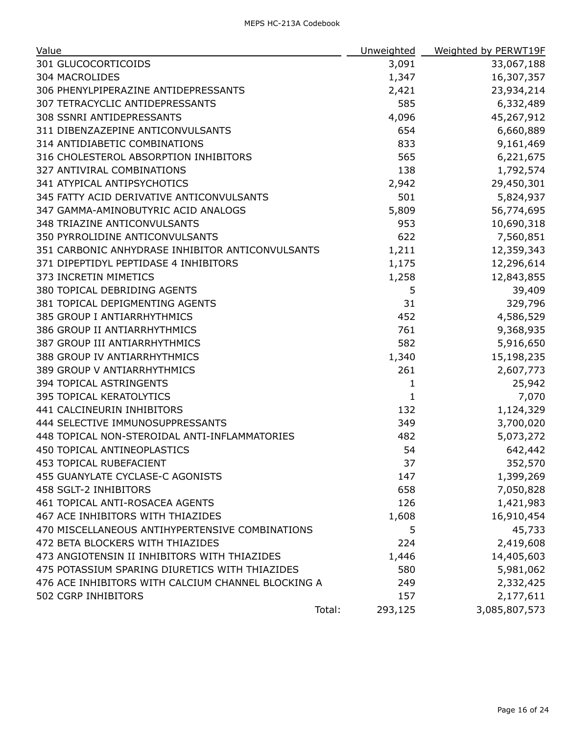| Value | Unweighted | Weighted by PERWT19F |
|---|---|---|
| 301 GLUCOCORTICOIDS | 3,091 | 33,067,188 |
| 304 MACROLIDES | 1,347 | 16,307,357 |
| 306 PHENYLPIPERAZINE ANTIDEPRESSANTS | 2,421 | 23,934,214 |
| 307 TETRACYCLIC ANTIDEPRESSANTS | 585 | 6,332,489 |
| 308 SSNRI ANTIDEPRESSANTS | 4,096 | 45,267,912 |
| 311 DIBENZAZEPINE ANTICONVULSANTS | 654 | 6,660,889 |
| 314 ANTIDIABETIC COMBINATIONS | 833 | 9,161,469 |
| 316 CHOLESTEROL ABSORPTION INHIBITORS | 565 | 6,221,675 |
| 327 ANTIVIRAL COMBINATIONS | 138 | 1,792,574 |
| 341 ATYPICAL ANTIPSYCHOTICS | 2,942 | 29,450,301 |
| 345 FATTY ACID DERIVATIVE ANTICONVULSANTS | 501 | 5,824,937 |
| 347 GAMMA-AMINOBUTYRIC ACID ANALOGS | 5,809 | 56,774,695 |
| 348 TRIAZINE ANTICONVULSANTS | 953 | 10,690,318 |
| 350 PYRROLIDINE ANTICONVULSANTS | 622 | 7,560,851 |
| 351 CARBONIC ANHYDRASE INHIBITOR ANTICONVULSANTS | 1,211 | 12,359,343 |
| 371 DIPEPTIDYL PEPTIDASE 4 INHIBITORS | 1,175 | 12,296,614 |
| 373 INCRETIN MIMETICS | 1,258 | 12,843,855 |
| 380 TOPICAL DEBRIDING AGENTS | 5 | 39,409 |
| 381 TOPICAL DEPIGMENTING AGENTS | 31 | 329,796 |
| 385 GROUP I ANTIARRHYTHMICS | 452 | 4,586,529 |
| 386 GROUP II ANTIARRHYTHMICS | 761 | 9,368,935 |
| 387 GROUP III ANTIARRHYTHMICS | 582 | 5,916,650 |
| 388 GROUP IV ANTIARRHYTHMICS | 1,340 | 15,198,235 |
| 389 GROUP V ANTIARRHYTHMICS | 261 | 2,607,773 |
| 394 TOPICAL ASTRINGENTS | 1 | 25,942 |
| 395 TOPICAL KERATOLYTICS | 1 | 7,070 |
| 441 CALCINEURIN INHIBITORS | 132 | 1,124,329 |
| 444 SELECTIVE IMMUNOSUPPRESSANTS | 349 | 3,700,020 |
| 448 TOPICAL NON-STEROIDAL ANTI-INFLAMMATORIES | 482 | 5,073,272 |
| 450 TOPICAL ANTINEOPLASTICS | 54 | 642,442 |
| 453 TOPICAL RUBEFACIENT | 37 | 352,570 |
| 455 GUANYLATE CYCLASE-C AGONISTS | 147 | 1,399,269 |
| 458 SGLT-2 INHIBITORS | 658 | 7,050,828 |
| 461 TOPICAL ANTI-ROSACEA AGENTS | 126 | 1,421,983 |
| 467 ACE INHIBITORS WITH THIAZIDES | 1,608 | 16,910,454 |
| 470 MISCELLANEOUS ANTIHYPERTENSIVE COMBINATIONS | 5 | 45,733 |
| 472 BETA BLOCKERS WITH THIAZIDES | 224 | 2,419,608 |
| 473 ANGIOTENSIN II INHIBITORS WITH THIAZIDES | 1,446 | 14,405,603 |
| 475 POTASSIUM SPARING DIURETICS WITH THIAZIDES | 580 | 5,981,062 |
| 476 ACE INHIBITORS WITH CALCIUM CHANNEL BLOCKING A | 249 | 2,332,425 |
| 502 CGRP INHIBITORS | 157 | 2,177,611 |
| Total: | 293,125 | 3,085,807,573 |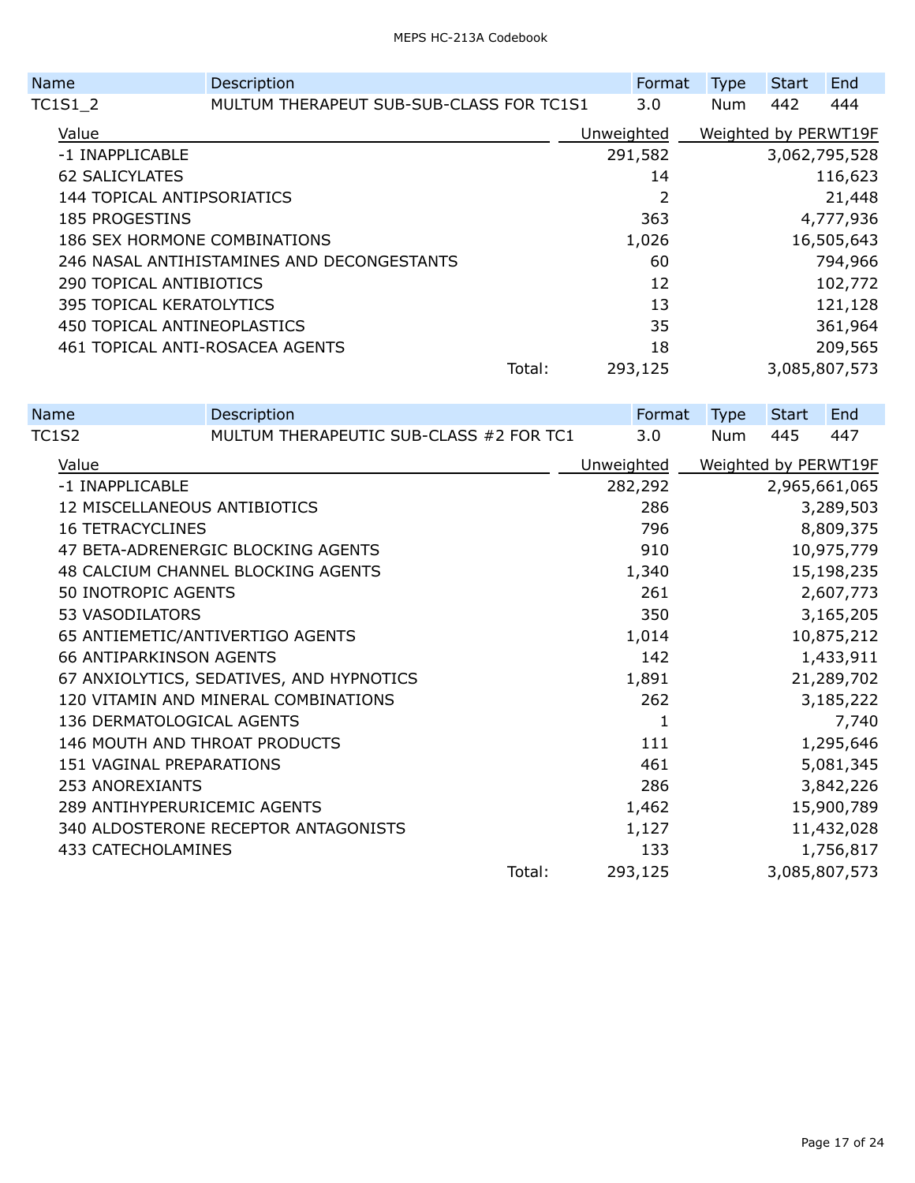| Name | Description | Format | Type | Start | End |
|---|---|---|---|---|---|
| TC1S1_2 | MULTUM THERAPEUT SUB-SUB-CLASS FOR TC1S1 | 3.0 | Num | 442 | 444 |

| Value | Unweighted | Weighted by PERWT19F |
|---|---|---|
| -1 INAPPLICABLE | 291,582 | 3,062,795,528 |
| 62 SALICYLATES | 14 | 116,623 |
| 144 TOPICAL ANTIPSORIATICS | 2 | 21,448 |
| 185 PROGESTINS | 363 | 4,777,936 |
| 186 SEX HORMONE COMBINATIONS | 1,026 | 16,505,643 |
| 246 NASAL ANTIHISTAMINES AND DECONGESTANTS | 60 | 794,966 |
| 290 TOPICAL ANTIBIOTICS | 12 | 102,772 |
| 395 TOPICAL KERATOLYTICS | 13 | 121,128 |
| 450 TOPICAL ANTINEOPLASTICS | 35 | 361,964 |
| 461 TOPICAL ANTI-ROSACEA AGENTS | 18 | 209,565 |
| Total: | 293,125 | 3,085,807,573 |

| Name | Description | Format | Type | Start | End |
|---|---|---|---|---|---|
| TC1S2 | MULTUM THERAPEUTIC SUB-CLASS #2 FOR TC1 | 3.0 | Num | 445 | 447 |

| Value | Unweighted | Weighted by PERWT19F |
|---|---|---|
| -1 INAPPLICABLE | 282,292 | 2,965,661,065 |
| 12 MISCELLANEOUS ANTIBIOTICS | 286 | 3,289,503 |
| 16 TETRACYCLINES | 796 | 8,809,375 |
| 47 BETA-ADRENERGIC BLOCKING AGENTS | 910 | 10,975,779 |
| 48 CALCIUM CHANNEL BLOCKING AGENTS | 1,340 | 15,198,235 |
| 50 INOTROPIC AGENTS | 261 | 2,607,773 |
| 53 VASODILATORS | 350 | 3,165,205 |
| 65 ANTIEMETIC/ANTIVERTIGO AGENTS | 1,014 | 10,875,212 |
| 66 ANTIPARKINSON AGENTS | 142 | 1,433,911 |
| 67 ANXIOLYTICS, SEDATIVES, AND HYPNOTICS | 1,891 | 21,289,702 |
| 120 VITAMIN AND MINERAL COMBINATIONS | 262 | 3,185,222 |
| 136 DERMATOLOGICAL AGENTS | 1 | 7,740 |
| 146 MOUTH AND THROAT PRODUCTS | 111 | 1,295,646 |
| 151 VAGINAL PREPARATIONS | 461 | 5,081,345 |
| 253 ANOREXIANTS | 286 | 3,842,226 |
| 289 ANTIHYPERURICEMIC AGENTS | 1,462 | 15,900,789 |
| 340 ALDOSTERONE RECEPTOR ANTAGONISTS | 1,127 | 11,432,028 |
| 433 CATECHOLAMINES | 133 | 1,756,817 |
| Total: | 293,125 | 3,085,807,573 |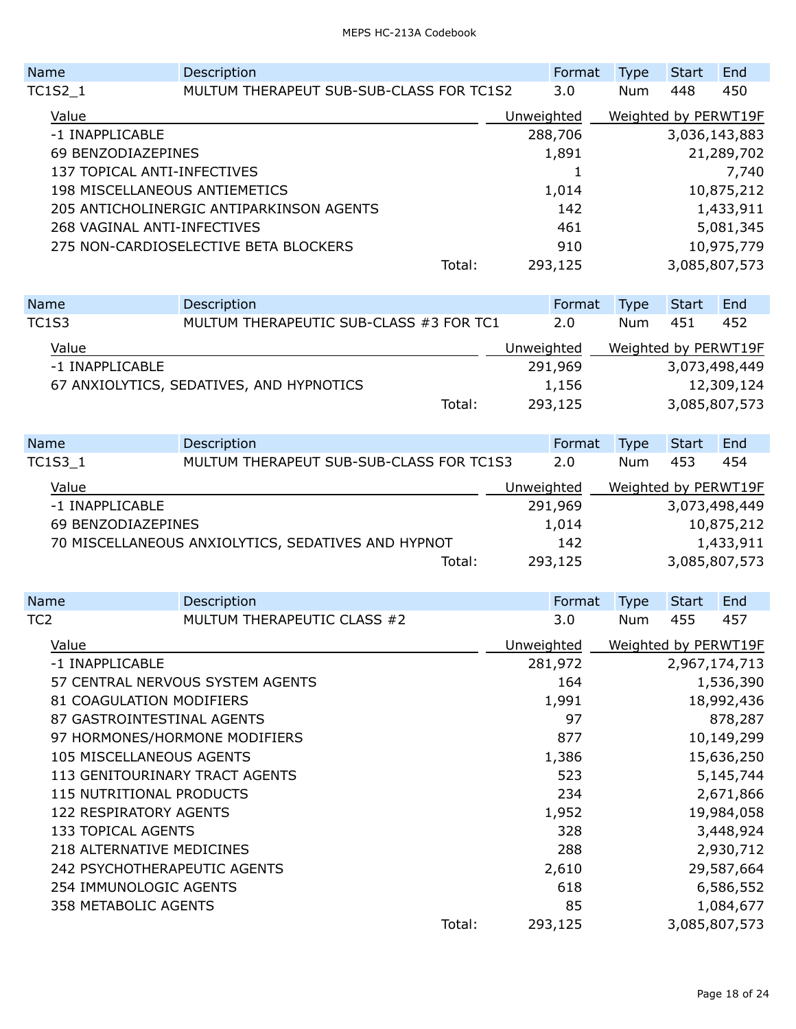| Name | Description | Format | Type | Start | End |
|---|---|---|---|---|---|
| TC1S2_1 | MULTUM THERAPEUT SUB-SUB-CLASS FOR TC1S2 | 3.0 | Num | 448 | 450 |

| Value | Unweighted | Weighted by PERWT19F |
|---|---|---|
| -1 INAPPLICABLE | 288,706 | 3,036,143,883 |
| 69 BENZODIAZEPINES | 1,891 | 21,289,702 |
| 137 TOPICAL ANTI-INFECTIVES | 1 | 7,740 |
| 198 MISCELLANEOUS ANTIEMETICS | 1,014 | 10,875,212 |
| 205 ANTICHOLINERGIC ANTIPARKINSON AGENTS | 142 | 1,433,911 |
| 268 VAGINAL ANTI-INFECTIVES | 461 | 5,081,345 |
| 275 NON-CARDIOSELECTIVE BETA BLOCKERS | 910 | 10,975,779 |
| Total: | 293,125 | 3,085,807,573 |

| Name | Description | Format | Type | Start | End |
|---|---|---|---|---|---|
| TC1S3 | MULTUM THERAPEUTIC SUB-CLASS #3 FOR TC1 | 2.0 | Num | 451 | 452 |

| Value | Unweighted | Weighted by PERWT19F |
|---|---|---|
| -1 INAPPLICABLE | 291,969 | 3,073,498,449 |
| 67 ANXIOLYTICS, SEDATIVES, AND HYPNOTICS | 1,156 | 12,309,124 |
| Total: | 293,125 | 3,085,807,573 |

| Name | Description | Format | Type | Start | End |
|---|---|---|---|---|---|
| TC1S3_1 | MULTUM THERAPEUT SUB-SUB-CLASS FOR TC1S3 | 2.0 | Num | 453 | 454 |

| Value | Unweighted | Weighted by PERWT19F |
|---|---|---|
| -1 INAPPLICABLE | 291,969 | 3,073,498,449 |
| 69 BENZODIAZEPINES | 1,014 | 10,875,212 |
| 70 MISCELLANEOUS ANXIOLYTICS, SEDATIVES AND HYPNOT | 142 | 1,433,911 |
| Total: | 293,125 | 3,085,807,573 |

| Name | Description | Format | Type | Start | End |
|---|---|---|---|---|---|
| TC2 | MULTUM THERAPEUTIC CLASS #2 | 3.0 | Num | 455 | 457 |

| Value | Unweighted | Weighted by PERWT19F |
|---|---|---|
| -1 INAPPLICABLE | 281,972 | 2,967,174,713 |
| 57 CENTRAL NERVOUS SYSTEM AGENTS | 164 | 1,536,390 |
| 81 COAGULATION MODIFIERS | 1,991 | 18,992,436 |
| 87 GASTROINTESTINAL AGENTS | 97 | 878,287 |
| 97 HORMONES/HORMONE MODIFIERS | 877 | 10,149,299 |
| 105 MISCELLANEOUS AGENTS | 1,386 | 15,636,250 |
| 113 GENITOURINARY TRACT AGENTS | 523 | 5,145,744 |
| 115 NUTRITIONAL PRODUCTS | 234 | 2,671,866 |
| 122 RESPIRATORY AGENTS | 1,952 | 19,984,058 |
| 133 TOPICAL AGENTS | 328 | 3,448,924 |
| 218 ALTERNATIVE MEDICINES | 288 | 2,930,712 |
| 242 PSYCHOTHERAPEUTIC AGENTS | 2,610 | 29,587,664 |
| 254 IMMUNOLOGIC AGENTS | 618 | 6,586,552 |
| 358 METABOLIC AGENTS | 85 | 1,084,677 |
| Total: | 293,125 | 3,085,807,573 |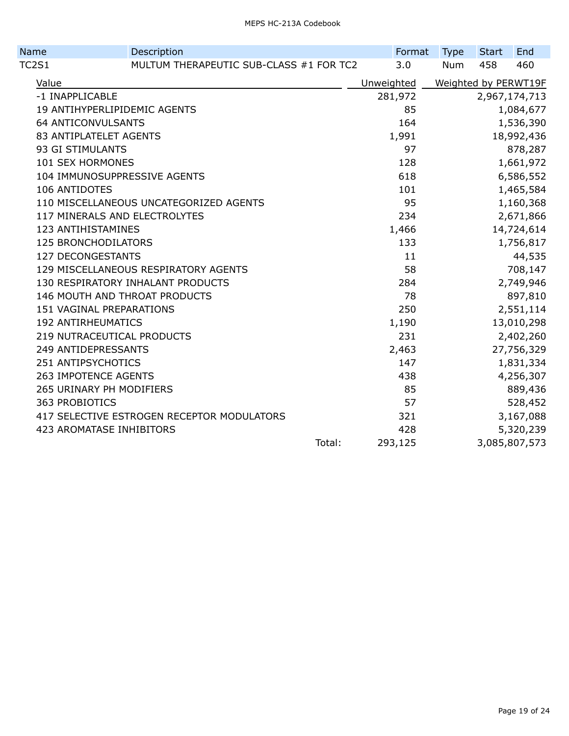| Name | Description | Format | Type | Start | End |
|---|---|---|---|---|---|
| TC2S1 | MULTUM THERAPEUTIC SUB-CLASS #1 FOR TC2 | 3.0 | Num | 458 | 460 |

| Value | Unweighted | Weighted by PERWT19F |
|---|---|---|
| -1 INAPPLICABLE | 281,972 | 2,967,174,713 |
| 19 ANTIHYPERLIPIDEMIC AGENTS | 85 | 1,084,677 |
| 64 ANTICONVULSANTS | 164 | 1,536,390 |
| 83 ANTIPLATELET AGENTS | 1,991 | 18,992,436 |
| 93 GI STIMULANTS | 97 | 878,287 |
| 101 SEX HORMONES | 128 | 1,661,972 |
| 104 IMMUNOSUPPRESSIVE AGENTS | 618 | 6,586,552 |
| 106 ANTIDOTES | 101 | 1,465,584 |
| 110 MISCELLANEOUS UNCATEGORIZED AGENTS | 95 | 1,160,368 |
| 117 MINERALS AND ELECTROLYTES | 234 | 2,671,866 |
| 123 ANTIHISTAMINES | 1,466 | 14,724,614 |
| 125 BRONCHODILATORS | 133 | 1,756,817 |
| 127 DECONGESTANTS | 11 | 44,535 |
| 129 MISCELLANEOUS RESPIRATORY AGENTS | 58 | 708,147 |
| 130 RESPIRATORY INHALANT PRODUCTS | 284 | 2,749,946 |
| 146 MOUTH AND THROAT PRODUCTS | 78 | 897,810 |
| 151 VAGINAL PREPARATIONS | 250 | 2,551,114 |
| 192 ANTIRHEUMATICS | 1,190 | 13,010,298 |
| 219 NUTRACEUTICAL PRODUCTS | 231 | 2,402,260 |
| 249 ANTIDEPRESSANTS | 2,463 | 27,756,329 |
| 251 ANTIPSYCHOTICS | 147 | 1,831,334 |
| 263 IMPOTENCE AGENTS | 438 | 4,256,307 |
| 265 URINARY PH MODIFIERS | 85 | 889,436 |
| 363 PROBIOTICS | 57 | 528,452 |
| 417 SELECTIVE ESTROGEN RECEPTOR MODULATORS | 321 | 3,167,088 |
| 423 AROMATASE INHIBITORS | 428 | 5,320,239 |
| Total: | 293,125 | 3,085,807,573 |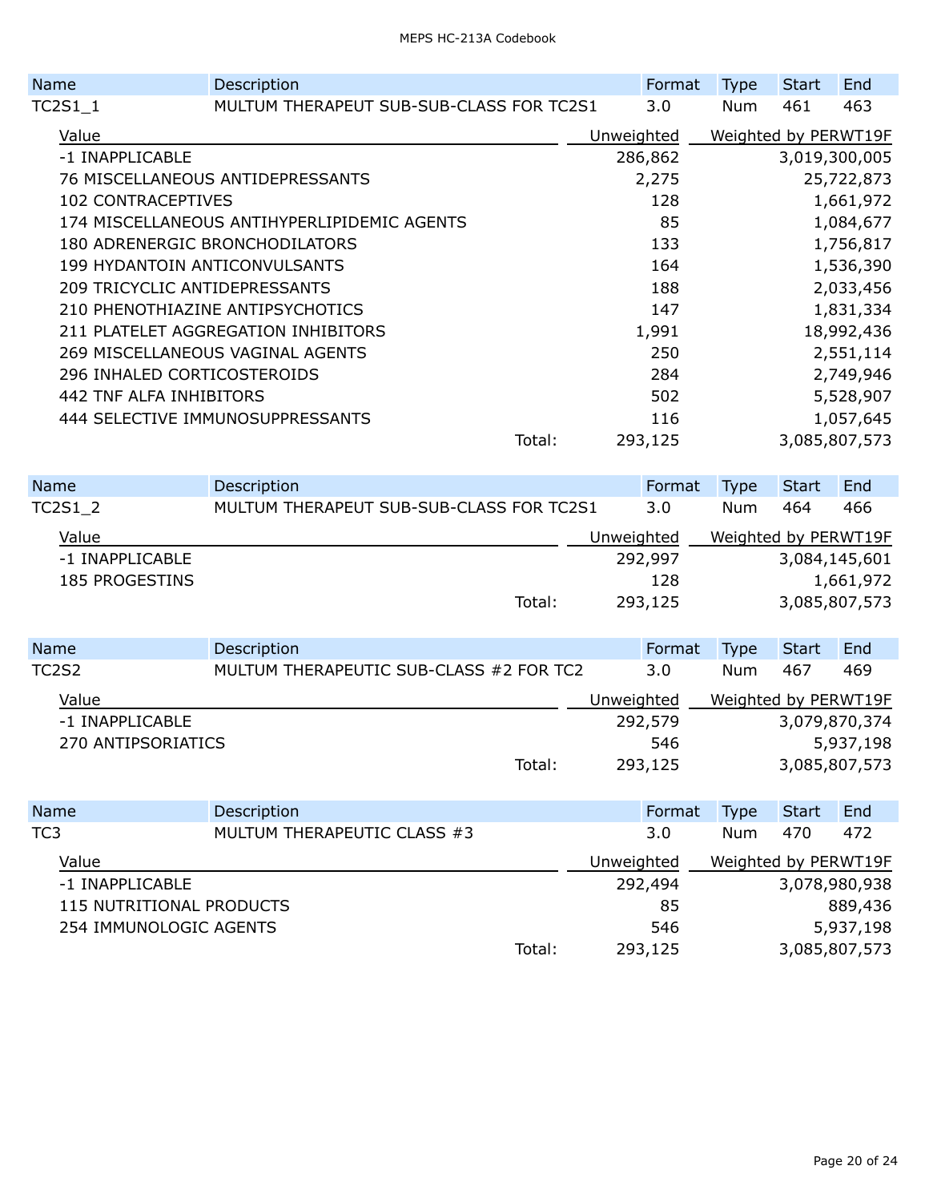| Name | Description | Format | Type | Start | End |
|---|---|---|---|---|---|
| TC2S1_1 | MULTUM THERAPEUT SUB-SUB-CLASS FOR TC2S1 | 3.0 | Num | 461 | 463 |

| Value | Unweighted | Weighted by PERWT19F |
|---|---|---|
| -1 INAPPLICABLE | 286,862 | 3,019,300,005 |
| 76 MISCELLANEOUS ANTIDEPRESSANTS | 2,275 | 25,722,873 |
| 102 CONTRACEPTIVES | 128 | 1,661,972 |
| 174 MISCELLANEOUS ANTIHYPERLIPIDEMIC AGENTS | 85 | 1,084,677 |
| 180 ADRENERGIC BRONCHODILATORS | 133 | 1,756,817 |
| 199 HYDANTOIN ANTICONVULSANTS | 164 | 1,536,390 |
| 209 TRICYCLIC ANTIDEPRESSANTS | 188 | 2,033,456 |
| 210 PHENOTHIAZINE ANTIPSYCHOTICS | 147 | 1,831,334 |
| 211 PLATELET AGGREGATION INHIBITORS | 1,991 | 18,992,436 |
| 269 MISCELLANEOUS VAGINAL AGENTS | 250 | 2,551,114 |
| 296 INHALED CORTICOSTEROIDS | 284 | 2,749,946 |
| 442 TNF ALFA INHIBITORS | 502 | 5,528,907 |
| 444 SELECTIVE IMMUNOSUPPRESSANTS | 116 | 1,057,645 |
| Total: | 293,125 | 3,085,807,573 |

| Name | Description | Format | Type | Start | End |
|---|---|---|---|---|---|
| TC2S1_2 | MULTUM THERAPEUT SUB-SUB-CLASS FOR TC2S1 | 3.0 | Num | 464 | 466 |

| Value | Unweighted | Weighted by PERWT19F |
|---|---|---|
| -1 INAPPLICABLE | 292,997 | 3,084,145,601 |
| 185 PROGESTINS | 128 | 1,661,972 |
| Total: | 293,125 | 3,085,807,573 |

| Name | Description | Format | Type | Start | End |
|---|---|---|---|---|---|
| TC2S2 | MULTUM THERAPEUTIC SUB-CLASS #2 FOR TC2 | 3.0 | Num | 467 | 469 |

| Value | Unweighted | Weighted by PERWT19F |
|---|---|---|
| -1 INAPPLICABLE | 292,579 | 3,079,870,374 |
| 270 ANTIPSORIATICS | 546 | 5,937,198 |
| Total: | 293,125 | 3,085,807,573 |

| Name | Description | Format | Type | Start | End |
|---|---|---|---|---|---|
| TC3 | MULTUM THERAPEUTIC CLASS #3 | 3.0 | Num | 470 | 472 |

| Value | Unweighted | Weighted by PERWT19F |
|---|---|---|
| -1 INAPPLICABLE | 292,494 | 3,078,980,938 |
| 115 NUTRITIONAL PRODUCTS | 85 | 889,436 |
| 254 IMMUNOLOGIC AGENTS | 546 | 5,937,198 |
| Total: | 293,125 | 3,085,807,573 |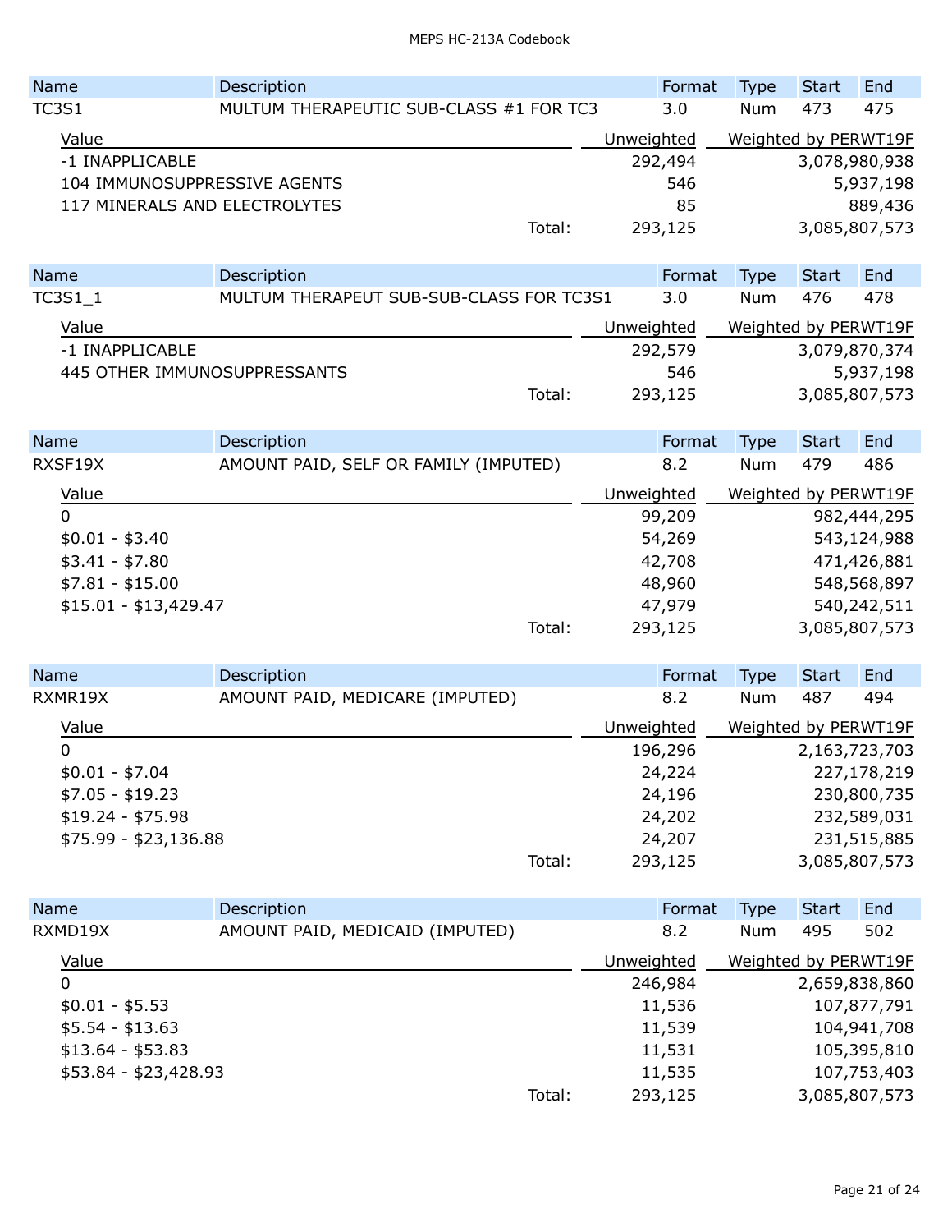| Name | Description | Format | Type | Start | End |
|---|---|---|---|---|---|
| TC3S1 | MULTUM THERAPEUTIC SUB-CLASS #1 FOR TC3 | 3.0 | Num | 473 | 475 |

| Value | Unweighted | Weighted by PERWT19F |
|---|---|---|
| -1 INAPPLICABLE | 292,494 | 3,078,980,938 |
| 104 IMMUNOSUPPRESSIVE AGENTS | 546 | 5,937,198 |
| 117 MINERALS AND ELECTROLYTES | 85 | 889,436 |
| Total: | 293,125 | 3,085,807,573 |

| Name | Description | Format | Type | Start | End |
|---|---|---|---|---|---|
| TC3S1_1 | MULTUM THERAPEUT SUB-SUB-CLASS FOR TC3S1 | 3.0 | Num | 476 | 478 |

| Value | Unweighted | Weighted by PERWT19F |
|---|---|---|
| -1 INAPPLICABLE | 292,579 | 3,079,870,374 |
| 445 OTHER IMMUNOSUPPRESSANTS | 546 | 5,937,198 |
| Total: | 293,125 | 3,085,807,573 |

| Name | Description | Format | Type | Start | End |
|---|---|---|---|---|---|
| RXSF19X | AMOUNT PAID, SELF OR FAMILY (IMPUTED) | 8.2 | Num | 479 | 486 |

| Value | Unweighted | Weighted by PERWT19F |
|---|---|---|
| 0 | 99,209 | 982,444,295 |
| $0.01 - $3.40 | 54,269 | 543,124,988 |
| $3.41 - $7.80 | 42,708 | 471,426,881 |
| $7.81 - $15.00 | 48,960 | 548,568,897 |
| $15.01 - $13,429.47 | 47,979 | 540,242,511 |
| Total: | 293,125 | 3,085,807,573 |

| Name | Description | Format | Type | Start | End |
|---|---|---|---|---|---|
| RXMR19X | AMOUNT PAID, MEDICARE (IMPUTED) | 8.2 | Num | 487 | 494 |

| Value | Unweighted | Weighted by PERWT19F |
|---|---|---|
| 0 | 196,296 | 2,163,723,703 |
| $0.01 - $7.04 | 24,224 | 227,178,219 |
| $7.05 - $19.23 | 24,196 | 230,800,735 |
| $19.24 - $75.98 | 24,202 | 232,589,031 |
| $75.99 - $23,136.88 | 24,207 | 231,515,885 |
| Total: | 293,125 | 3,085,807,573 |

| Name | Description | Format | Type | Start | End |
|---|---|---|---|---|---|
| RXMD19X | AMOUNT PAID, MEDICAID (IMPUTED) | 8.2 | Num | 495 | 502 |

| Value | Unweighted | Weighted by PERWT19F |
|---|---|---|
| 0 | 246,984 | 2,659,838,860 |
| $0.01 - $5.53 | 11,536 | 107,877,791 |
| $5.54 - $13.63 | 11,539 | 104,941,708 |
| $13.64 - $53.83 | 11,531 | 105,395,810 |
| $53.84 - $23,428.93 | 11,535 | 107,753,403 |
| Total: | 293,125 | 3,085,807,573 |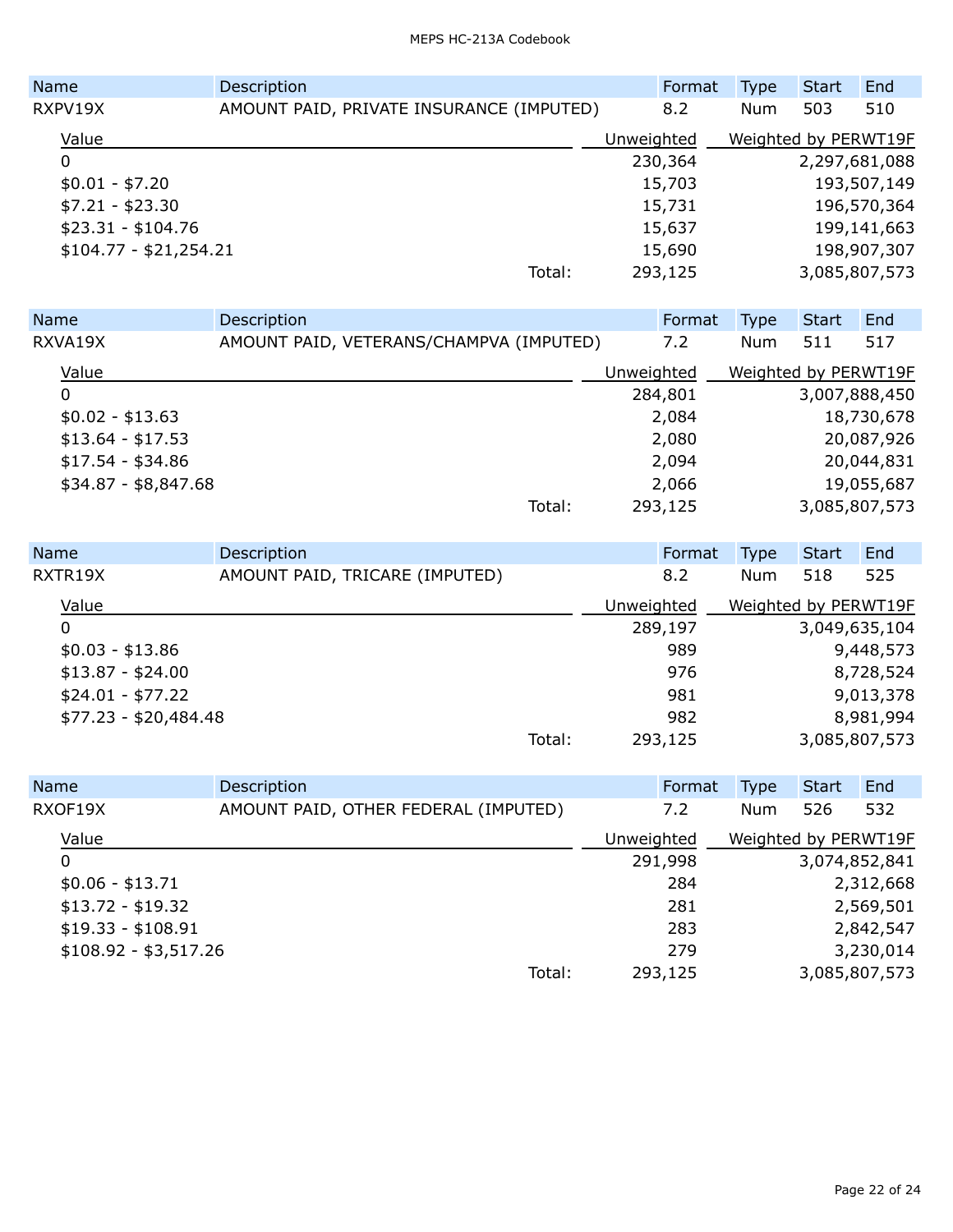| Name | Description | Format | Type | Start | End |
|---|---|---|---|---|---|
| RXPV19X | AMOUNT PAID, PRIVATE INSURANCE (IMPUTED) | 8.2 | Num | 503 | 510 |

| Value | Unweighted | Weighted by PERWT19F |
|---|---|---|
| 0 | 230,364 | 2,297,681,088 |
| $0.01 - $7.20 | 15,703 | 193,507,149 |
| $7.21 - $23.30 | 15,731 | 196,570,364 |
| $23.31 - $104.76 | 15,637 | 199,141,663 |
| $104.77 - $21,254.21 | 15,690 | 198,907,307 |
| Total: | 293,125 | 3,085,807,573 |

| Name | Description | Format | Type | Start | End |
|---|---|---|---|---|---|
| RXVA19X | AMOUNT PAID, VETERANS/CHAMPVA (IMPUTED) | 7.2 | Num | 511 | 517 |

| Value | Unweighted | Weighted by PERWT19F |
|---|---|---|
| 0 | 284,801 | 3,007,888,450 |
| $0.02 - $13.63 | 2,084 | 18,730,678 |
| $13.64 - $17.53 | 2,080 | 20,087,926 |
| $17.54 - $34.86 | 2,094 | 20,044,831 |
| $34.87 - $8,847.68 | 2,066 | 19,055,687 |
| Total: | 293,125 | 3,085,807,573 |

| Name | Description | Format | Type | Start | End |
|---|---|---|---|---|---|
| RXTR19X | AMOUNT PAID, TRICARE (IMPUTED) | 8.2 | Num | 518 | 525 |

| Value | Unweighted | Weighted by PERWT19F |
|---|---|---|
| 0 | 289,197 | 3,049,635,104 |
| $0.03 - $13.86 | 989 | 9,448,573 |
| $13.87 - $24.00 | 976 | 8,728,524 |
| $24.01 - $77.22 | 981 | 9,013,378 |
| $77.23 - $20,484.48 | 982 | 8,981,994 |
| Total: | 293,125 | 3,085,807,573 |

| Name | Description | Format | Type | Start | End |
|---|---|---|---|---|---|
| RXOF19X | AMOUNT PAID, OTHER FEDERAL (IMPUTED) | 7.2 | Num | 526 | 532 |

| Value | Unweighted | Weighted by PERWT19F |
|---|---|---|
| 0 | 291,998 | 3,074,852,841 |
| $0.06 - $13.71 | 284 | 2,312,668 |
| $13.72 - $19.32 | 281 | 2,569,501 |
| $19.33 - $108.91 | 283 | 2,842,547 |
| $108.92 - $3,517.26 | 279 | 3,230,014 |
| Total: | 293,125 | 3,085,807,573 |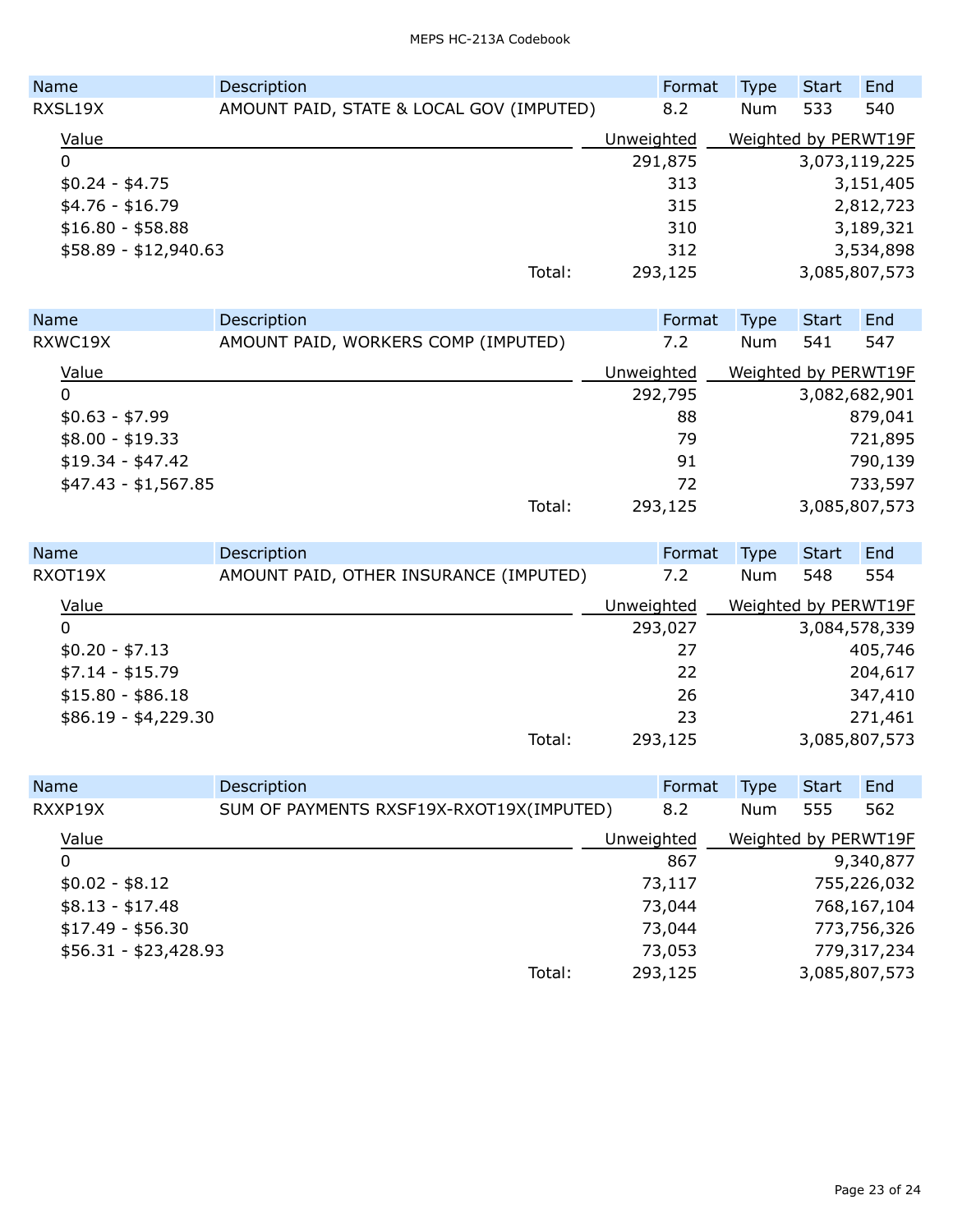| Name | Description | Format | Type | Start | End |
|---|---|---|---|---|---|
| RXSL19X | AMOUNT PAID, STATE & LOCAL GOV (IMPUTED) | 8.2 | Num | 533 | 540 |

| Value | Unweighted | Weighted by PERWT19F |
|---|---|---|
| 0 | 291,875 | 3,073,119,225 |
| $0.24 - $4.75 | 313 | 3,151,405 |
| $4.76 - $16.79 | 315 | 2,812,723 |
| $16.80 - $58.88 | 310 | 3,189,321 |
| $58.89 - $12,940.63 | 312 | 3,534,898 |
| Total: | 293,125 | 3,085,807,573 |

| Name | Description | Format | Type | Start | End |
|---|---|---|---|---|---|
| RXWC19X | AMOUNT PAID, WORKERS COMP (IMPUTED) | 7.2 | Num | 541 | 547 |

| Value | Unweighted | Weighted by PERWT19F |
|---|---|---|
| 0 | 292,795 | 3,082,682,901 |
| $0.63 - $7.99 | 88 | 879,041 |
| $8.00 - $19.33 | 79 | 721,895 |
| $19.34 - $47.42 | 91 | 790,139 |
| $47.43 - $1,567.85 | 72 | 733,597 |
| Total: | 293,125 | 3,085,807,573 |

| Name | Description | Format | Type | Start | End |
|---|---|---|---|---|---|
| RXOT19X | AMOUNT PAID, OTHER INSURANCE (IMPUTED) | 7.2 | Num | 548 | 554 |

| Value | Unweighted | Weighted by PERWT19F |
|---|---|---|
| 0 | 293,027 | 3,084,578,339 |
| $0.20 - $7.13 | 27 | 405,746 |
| $7.14 - $15.79 | 22 | 204,617 |
| $15.80 - $86.18 | 26 | 347,410 |
| $86.19 - $4,229.30 | 23 | 271,461 |
| Total: | 293,125 | 3,085,807,573 |

| Name | Description | Format | Type | Start | End |
|---|---|---|---|---|---|
| RXXP19X | SUM OF PAYMENTS RXSF19X-RXOT19X(IMPUTED) | 8.2 | Num | 555 | 562 |

| Value | Unweighted | Weighted by PERWT19F |
|---|---|---|
| 0 | 867 | 9,340,877 |
| $0.02 - $8.12 | 73,117 | 755,226,032 |
| $8.13 - $17.48 | 73,044 | 768,167,104 |
| $17.49 - $56.30 | 73,044 | 773,756,326 |
| $56.31 - $23,428.93 | 73,053 | 779,317,234 |
| Total: | 293,125 | 3,085,807,573 |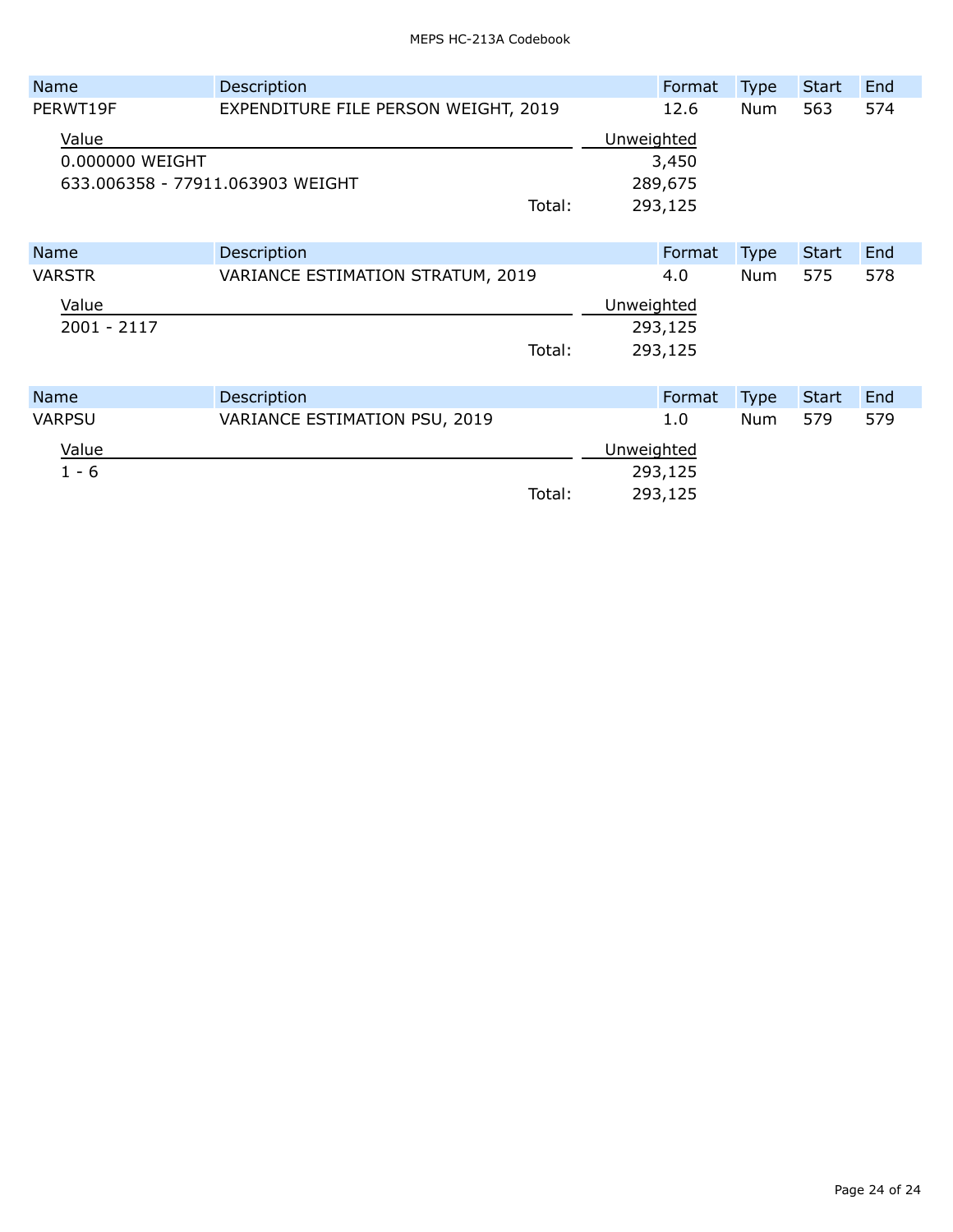| Name | Description | Format | Type | Start | End |
|---|---|---|---|---|---|
| PERWT19F | EXPENDITURE FILE PERSON WEIGHT, 2019 | 12.6 | Num | 563 | 574 |

| Value | Unweighted |
|---|---|
| 0.000000 WEIGHT | 3,450 |
| 633.006358 - 77911.063903 WEIGHT | 289,675 |
| Total: | 293,125 |

| Name | Description | Format | Type | Start | End |
|---|---|---|---|---|---|
| VARSTR | VARIANCE ESTIMATION STRATUM, 2019 | 4.0 | Num | 575 | 578 |

| Value | Unweighted |
|---|---|
| 2001 - 2117 | 293,125 |
| Total: | 293,125 |

| Name | Description | Format | Type | Start | End |
|---|---|---|---|---|---|
| VARPSU | VARIANCE ESTIMATION PSU, 2019 | 1.0 | Num | 579 | 579 |

| Value | Unweighted |
|---|---|
| 1 - 6 | 293,125 |
| Total: | 293,125 |